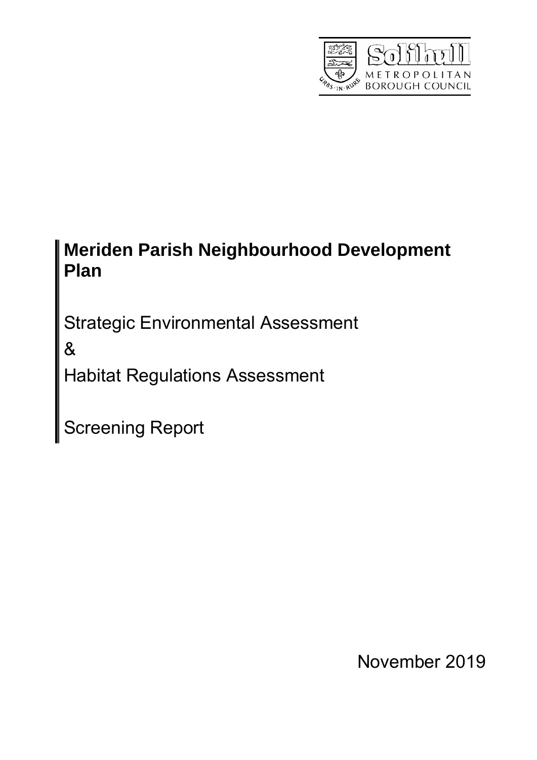Solihull Metropolitan Borough Council

# Meriden Parish Neighbourhood Development Plan

Strategic Environmental Assessment

&

Habitat Regulations Assessment

Screening Report

November 2019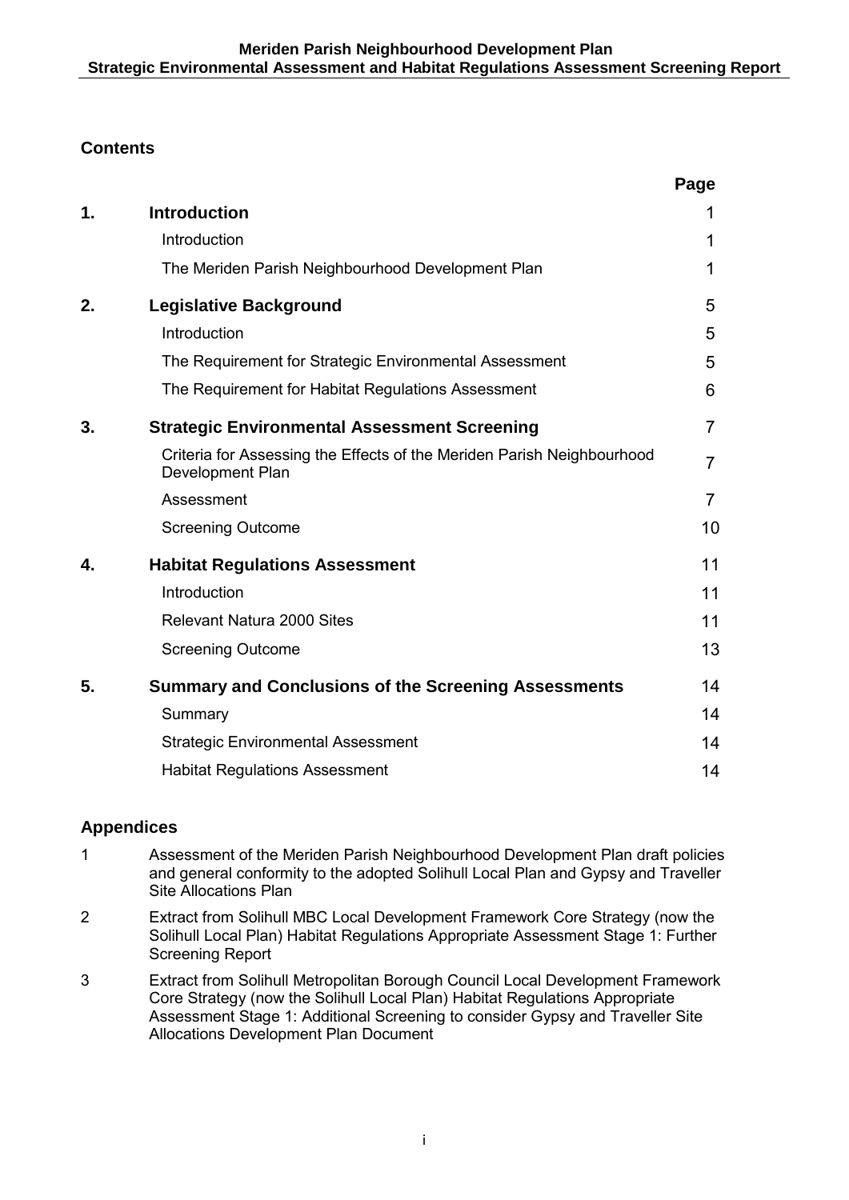## Contents

| | | Page |
|---|---|---|
| **1.** | **Introduction** | 1 |
| | Introduction | 1 |
| | The Meriden Parish Neighbourhood Development Plan | 1 |
| **2.** | **Legislative Background** | 5 |
| | Introduction | 5 |
| | The Requirement for Strategic Environmental Assessment | 5 |
| | The Requirement for Habitat Regulations Assessment | 6 |
| **3.** | **Strategic Environmental Assessment Screening** | 7 |
| | Criteria for Assessing the Effects of the Meriden Parish Neighbourhood Development Plan | 7 |
| | Assessment | 7 |
| | Screening Outcome | 10 |
| **4.** | **Habitat Regulations Assessment** | 11 |
| | Introduction | 11 |
| | Relevant Natura 2000 Sites | 11 |
| | Screening Outcome | 13 |
| **5.** | **Summary and Conclusions of the Screening Assessments** | 14 |
| | Summary | 14 |
| | Strategic Environmental Assessment | 14 |
| | Habitat Regulations Assessment | 14 |

## Appendices

1. Assessment of the Meriden Parish Neighbourhood Development Plan draft policies and general conformity to the adopted Solihull Local Plan and Gypsy and Traveller Site Allocations Plan
2. Extract from Solihull MBC Local Development Framework Core Strategy (now the Solihull Local Plan) Habitat Regulations Appropriate Assessment Stage 1: Further Screening Report
3. Extract from Solihull Metropolitan Borough Council Local Development Framework Core Strategy (now the Solihull Local Plan) Habitat Regulations Appropriate Assessment Stage 1: Additional Screening to consider Gypsy and Traveller Site Allocations Development Plan Document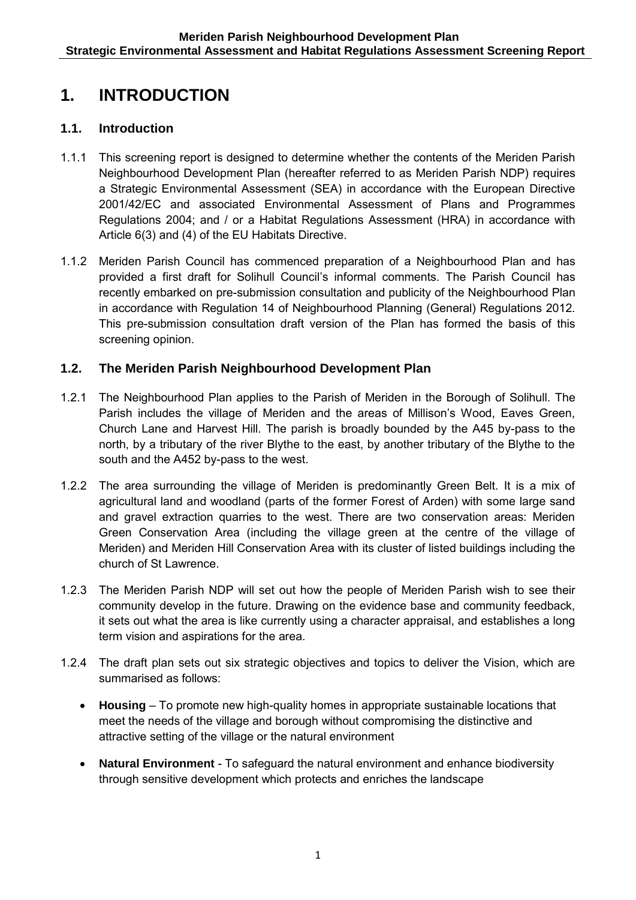# 1. INTRODUCTION

## 1.1. Introduction

1.1.1 This screening report is designed to determine whether the contents of the Meriden Parish Neighbourhood Development Plan (hereafter referred to as Meriden Parish NDP) requires a Strategic Environmental Assessment (SEA) in accordance with the European Directive 2001/42/EC and associated Environmental Assessment of Plans and Programmes Regulations 2004; and / or a Habitat Regulations Assessment (HRA) in accordance with Article 6(3) and (4) of the EU Habitats Directive.

1.1.2 Meriden Parish Council has commenced preparation of a Neighbourhood Plan and has provided a first draft for Solihull Council's informal comments. The Parish Council has recently embarked on pre-submission consultation and publicity of the Neighbourhood Plan in accordance with Regulation 14 of Neighbourhood Planning (General) Regulations 2012. This pre-submission consultation draft version of the Plan has formed the basis of this screening opinion.

## 1.2. The Meriden Parish Neighbourhood Development Plan

1.2.1 The Neighbourhood Plan applies to the Parish of Meriden in the Borough of Solihull. The Parish includes the village of Meriden and the areas of Millison's Wood, Eaves Green, Church Lane and Harvest Hill. The parish is broadly bounded by the A45 by-pass to the north, by a tributary of the river Blythe to the east, by another tributary of the Blythe to the south and the A452 by-pass to the west.

1.2.2 The area surrounding the village of Meriden is predominantly Green Belt. It is a mix of agricultural land and woodland (parts of the former Forest of Arden) with some large sand and gravel extraction quarries to the west. There are two conservation areas: Meriden Green Conservation Area (including the village green at the centre of the village of Meriden) and Meriden Hill Conservation Area with its cluster of listed buildings including the church of St Lawrence.

1.2.3 The Meriden Parish NDP will set out how the people of Meriden Parish wish to see their community develop in the future. Drawing on the evidence base and community feedback, it sets out what the area is like currently using a character appraisal, and establishes a long term vision and aspirations for the area.

1.2.4 The draft plan sets out six strategic objectives and topics to deliver the Vision, which are summarised as follows:

- **Housing** – To promote new high-quality homes in appropriate sustainable locations that meet the needs of the village and borough without compromising the distinctive and attractive setting of the village or the natural environment
- **Natural Environment** - To safeguard the natural environment and enhance biodiversity through sensitive development which protects and enriches the landscape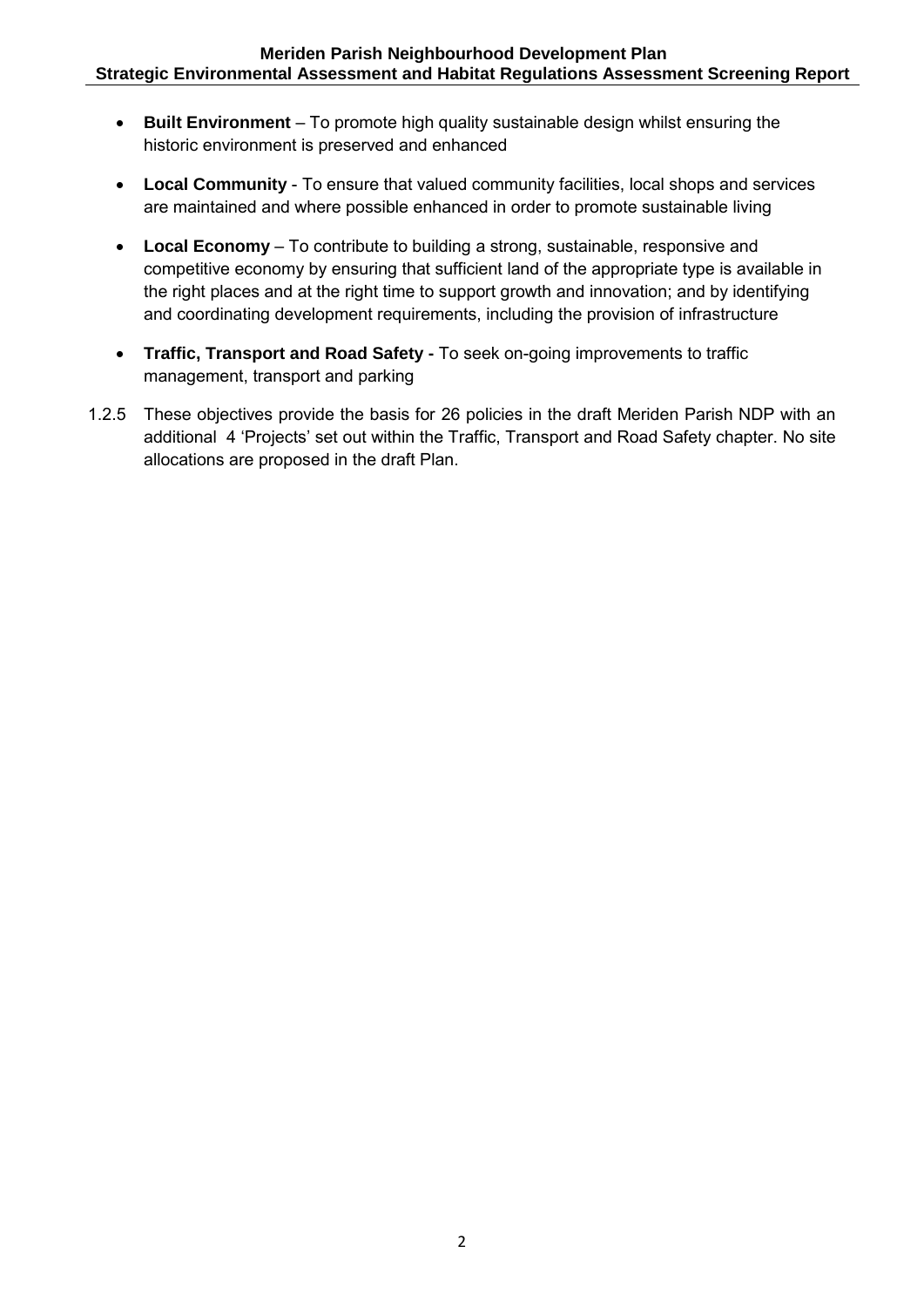- **Built Environment** – To promote high quality sustainable design whilst ensuring the historic environment is preserved and enhanced

- **Local Community** - To ensure that valued community facilities, local shops and services are maintained and where possible enhanced in order to promote sustainable living

- **Local Economy** – To contribute to building a strong, sustainable, responsive and competitive economy by ensuring that sufficient land of the appropriate type is available in the right places and at the right time to support growth and innovation; and by identifying and coordinating development requirements, including the provision of infrastructure

- **Traffic, Transport and Road Safety -** To seek on-going improvements to traffic management, transport and parking

1.2.5 These objectives provide the basis for 26 policies in the draft Meriden Parish NDP with an additional 4 'Projects' set out within the Traffic, Transport and Road Safety chapter. No site allocations are proposed in the draft Plan.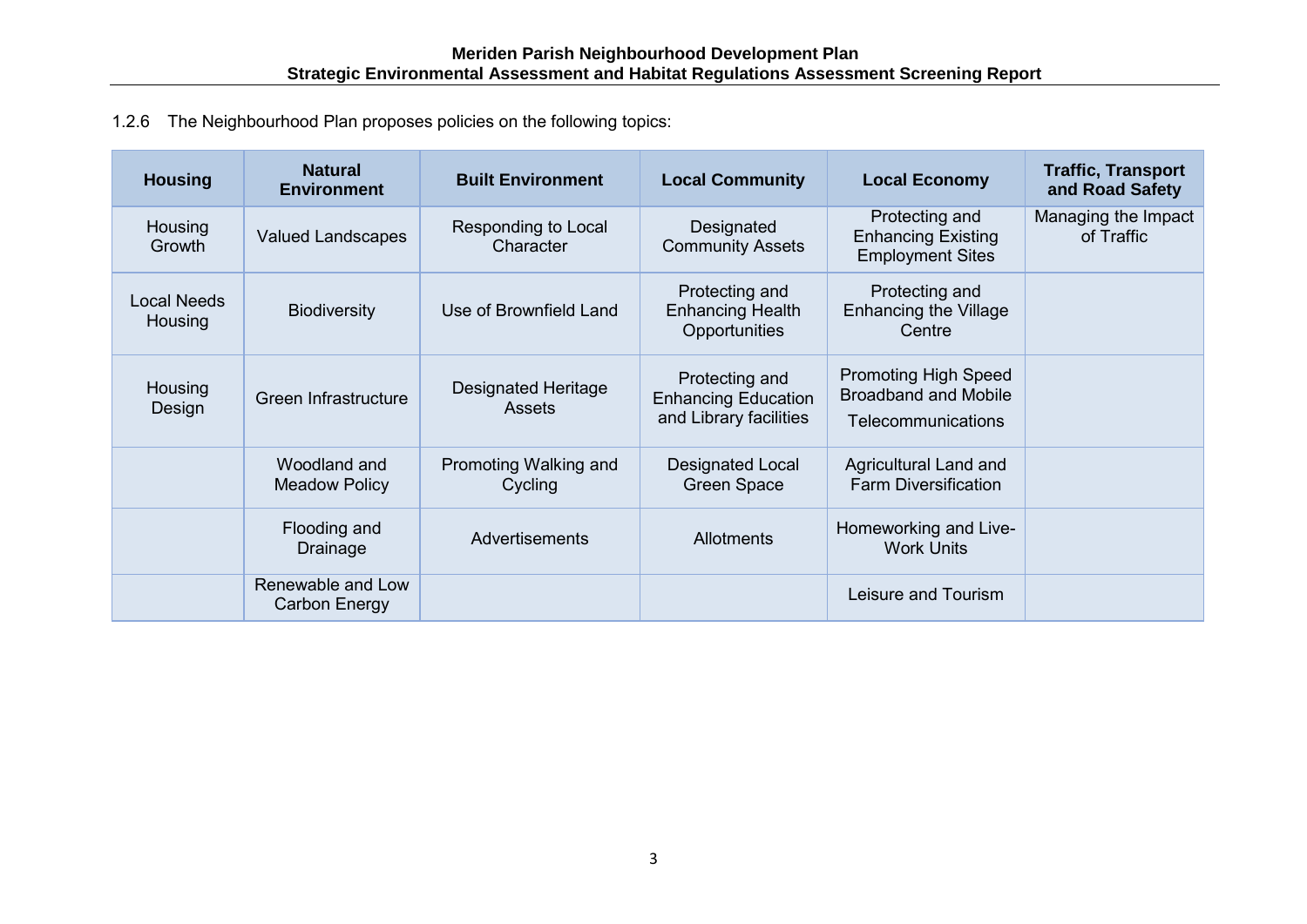1.2.6 The Neighbourhood Plan proposes policies on the following topics:

| Housing | Natural Environment | Built Environment | Local Community | Local Economy | Traffic, Transport and Road Safety |
|---|---|---|---|---|---|
| Housing Growth | Valued Landscapes | Responding to Local Character | Designated Community Assets | Protecting and Enhancing Existing Employment Sites | Managing the Impact of Traffic |
| Local Needs Housing | Biodiversity | Use of Brownfield Land | Protecting and Enhancing Health Opportunities | Protecting and Enhancing the Village Centre | |
| Housing Design | Green Infrastructure | Designated Heritage Assets | Protecting and Enhancing Education and Library facilities | Promoting High Speed Broadband and Mobile Telecommunications | |
| | Woodland and Meadow Policy | Promoting Walking and Cycling | Designated Local Green Space | Agricultural Land and Farm Diversification | |
| | Flooding and Drainage | Advertisements | Allotments | Homeworking and Live-Work Units | |
| | Renewable and Low Carbon Energy | | | Leisure and Tourism | |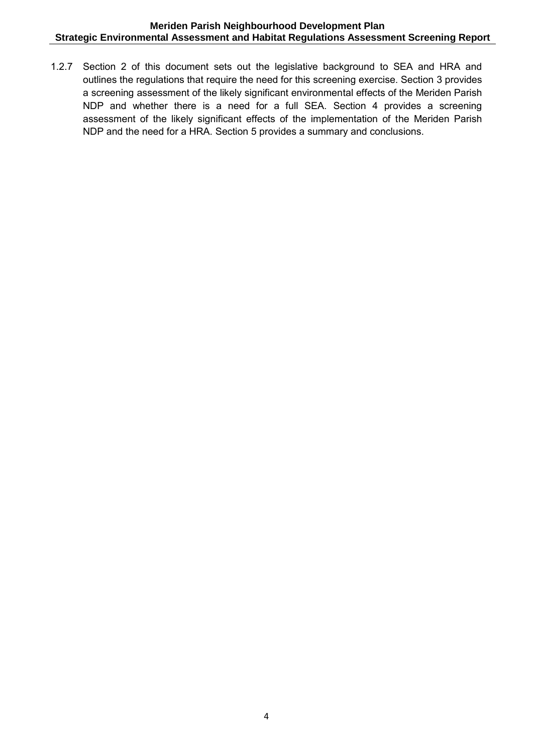1.2.7 Section 2 of this document sets out the legislative background to SEA and HRA and outlines the regulations that require the need for this screening exercise. Section 3 provides a screening assessment of the likely significant environmental effects of the Meriden Parish NDP and whether there is a need for a full SEA. Section 4 provides a screening assessment of the likely significant effects of the implementation of the Meriden Parish NDP and the need for a HRA. Section 5 provides a summary and conclusions.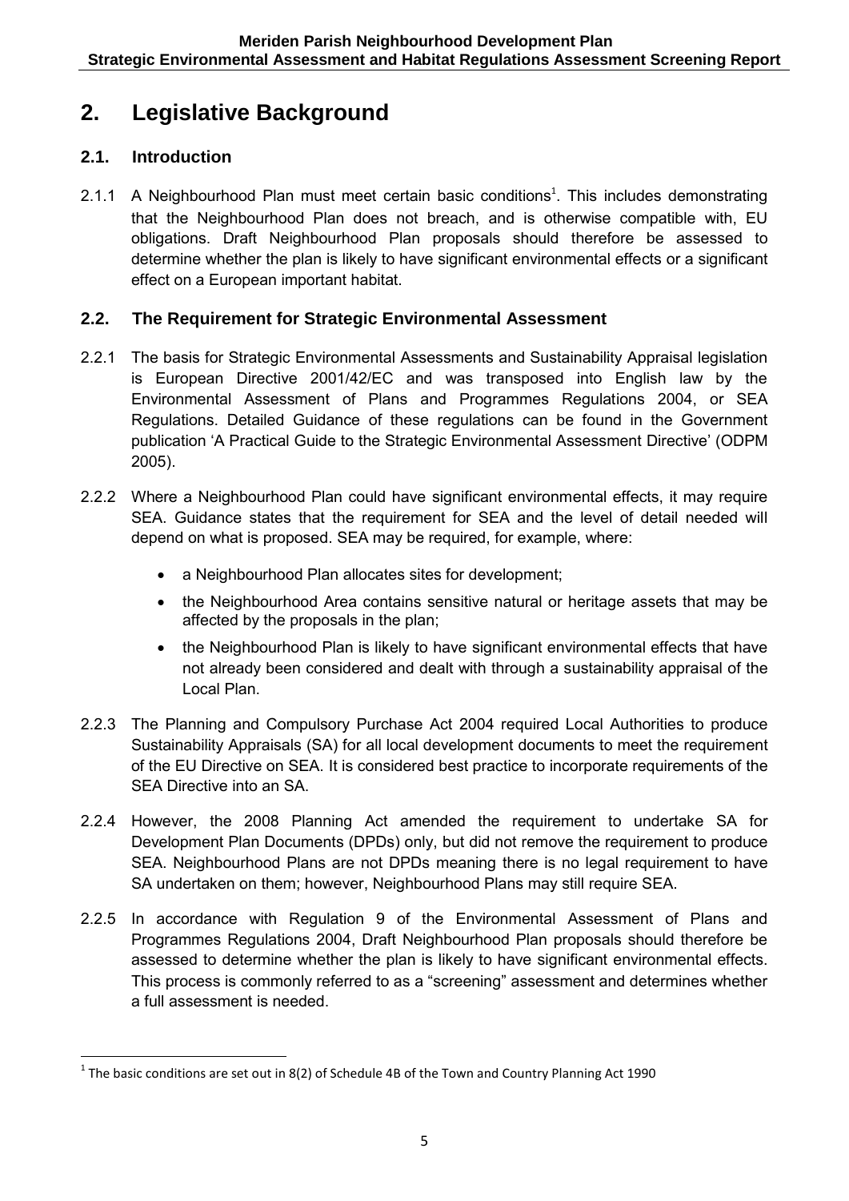# 2. Legislative Background

## 2.1. Introduction

2.1.1 A Neighbourhood Plan must meet certain basic conditions[1]. This includes demonstrating that the Neighbourhood Plan does not breach, and is otherwise compatible with, EU obligations. Draft Neighbourhood Plan proposals should therefore be assessed to determine whether the plan is likely to have significant environmental effects or a significant effect on a European important habitat.

## 2.2. The Requirement for Strategic Environmental Assessment

2.2.1 The basis for Strategic Environmental Assessments and Sustainability Appraisal legislation is European Directive 2001/42/EC and was transposed into English law by the Environmental Assessment of Plans and Programmes Regulations 2004, or SEA Regulations. Detailed Guidance of these regulations can be found in the Government publication 'A Practical Guide to the Strategic Environmental Assessment Directive' (ODPM 2005).

2.2.2 Where a Neighbourhood Plan could have significant environmental effects, it may require SEA. Guidance states that the requirement for SEA and the level of detail needed will depend on what is proposed. SEA may be required, for example, where:

- a Neighbourhood Plan allocates sites for development;
- the Neighbourhood Area contains sensitive natural or heritage assets that may be affected by the proposals in the plan;
- the Neighbourhood Plan is likely to have significant environmental effects that have not already been considered and dealt with through a sustainability appraisal of the Local Plan.

2.2.3 The Planning and Compulsory Purchase Act 2004 required Local Authorities to produce Sustainability Appraisals (SA) for all local development documents to meet the requirement of the EU Directive on SEA. It is considered best practice to incorporate requirements of the SEA Directive into an SA.

2.2.4 However, the 2008 Planning Act amended the requirement to undertake SA for Development Plan Documents (DPDs) only, but did not remove the requirement to produce SEA. Neighbourhood Plans are not DPDs meaning there is no legal requirement to have SA undertaken on them; however, Neighbourhood Plans may still require SEA.

2.2.5 In accordance with Regulation 9 of the Environmental Assessment of Plans and Programmes Regulations 2004, Draft Neighbourhood Plan proposals should therefore be assessed to determine whether the plan is likely to have significant environmental effects. This process is commonly referred to as a "screening" assessment and determines whether a full assessment is needed.

[1] The basic conditions are set out in 8(2) of Schedule 4B of the Town and Country Planning Act 1990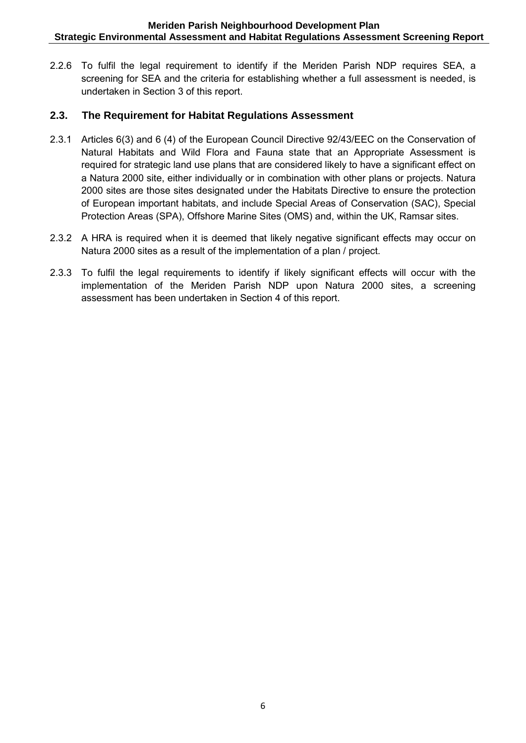2.2.6 To fulfil the legal requirement to identify if the Meriden Parish NDP requires SEA, a screening for SEA and the criteria for establishing whether a full assessment is needed, is undertaken in Section 3 of this report.

## 2.3. The Requirement for Habitat Regulations Assessment

2.3.1 Articles 6(3) and 6 (4) of the European Council Directive 92/43/EEC on the Conservation of Natural Habitats and Wild Flora and Fauna state that an Appropriate Assessment is required for strategic land use plans that are considered likely to have a significant effect on a Natura 2000 site, either individually or in combination with other plans or projects. Natura 2000 sites are those sites designated under the Habitats Directive to ensure the protection of European important habitats, and include Special Areas of Conservation (SAC), Special Protection Areas (SPA), Offshore Marine Sites (OMS) and, within the UK, Ramsar sites.

2.3.2 A HRA is required when it is deemed that likely negative significant effects may occur on Natura 2000 sites as a result of the implementation of a plan / project.

2.3.3 To fulfil the legal requirements to identify if likely significant effects will occur with the implementation of the Meriden Parish NDP upon Natura 2000 sites, a screening assessment has been undertaken in Section 4 of this report.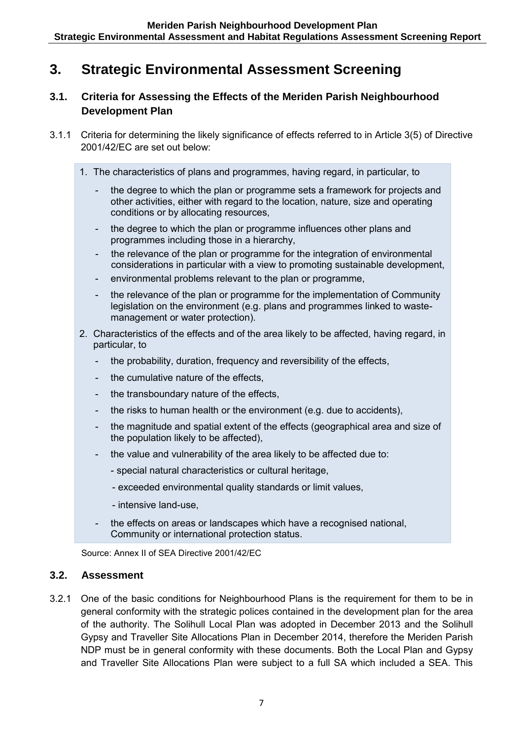# 3. Strategic Environmental Assessment Screening

## 3.1. Criteria for Assessing the Effects of the Meriden Parish Neighbourhood Development Plan

3.1.1 Criteria for determining the likely significance of effects referred to in Article 3(5) of Directive 2001/42/EC are set out below:

> 1. The characteristics of plans and programmes, having regard, in particular, to
>    - the degree to which the plan or programme sets a framework for projects and other activities, either with regard to the location, nature, size and operating conditions or by allocating resources,
>    - the degree to which the plan or programme influences other plans and programmes including those in a hierarchy,
>    - the relevance of the plan or programme for the integration of environmental considerations in particular with a view to promoting sustainable development,
>    - environmental problems relevant to the plan or programme,
>    - the relevance of the plan or programme for the implementation of Community legislation on the environment (e.g. plans and programmes linked to waste-management or water protection).
> 2. Characteristics of the effects and of the area likely to be affected, having regard, in particular, to
>    - the probability, duration, frequency and reversibility of the effects,
>    - the cumulative nature of the effects,
>    - the transboundary nature of the effects,
>    - the risks to human health or the environment (e.g. due to accidents),
>    - the magnitude and spatial extent of the effects (geographical area and size of the population likely to be affected),
>    - the value and vulnerability of the area likely to be affected due to:
>      - special natural characteristics or cultural heritage,
>      - exceeded environmental quality standards or limit values,
>      - intensive land-use,
>    - the effects on areas or landscapes which have a recognised national, Community or international protection status.

Source: Annex II of SEA Directive 2001/42/EC

## 3.2. Assessment

3.2.1 One of the basic conditions for Neighbourhood Plans is the requirement for them to be in general conformity with the strategic polices contained in the development plan for the area of the authority. The Solihull Local Plan was adopted in December 2013 and the Solihull Gypsy and Traveller Site Allocations Plan in December 2014, therefore the Meriden Parish NDP must be in general conformity with these documents. Both the Local Plan and Gypsy and Traveller Site Allocations Plan were subject to a full SA which included a SEA. This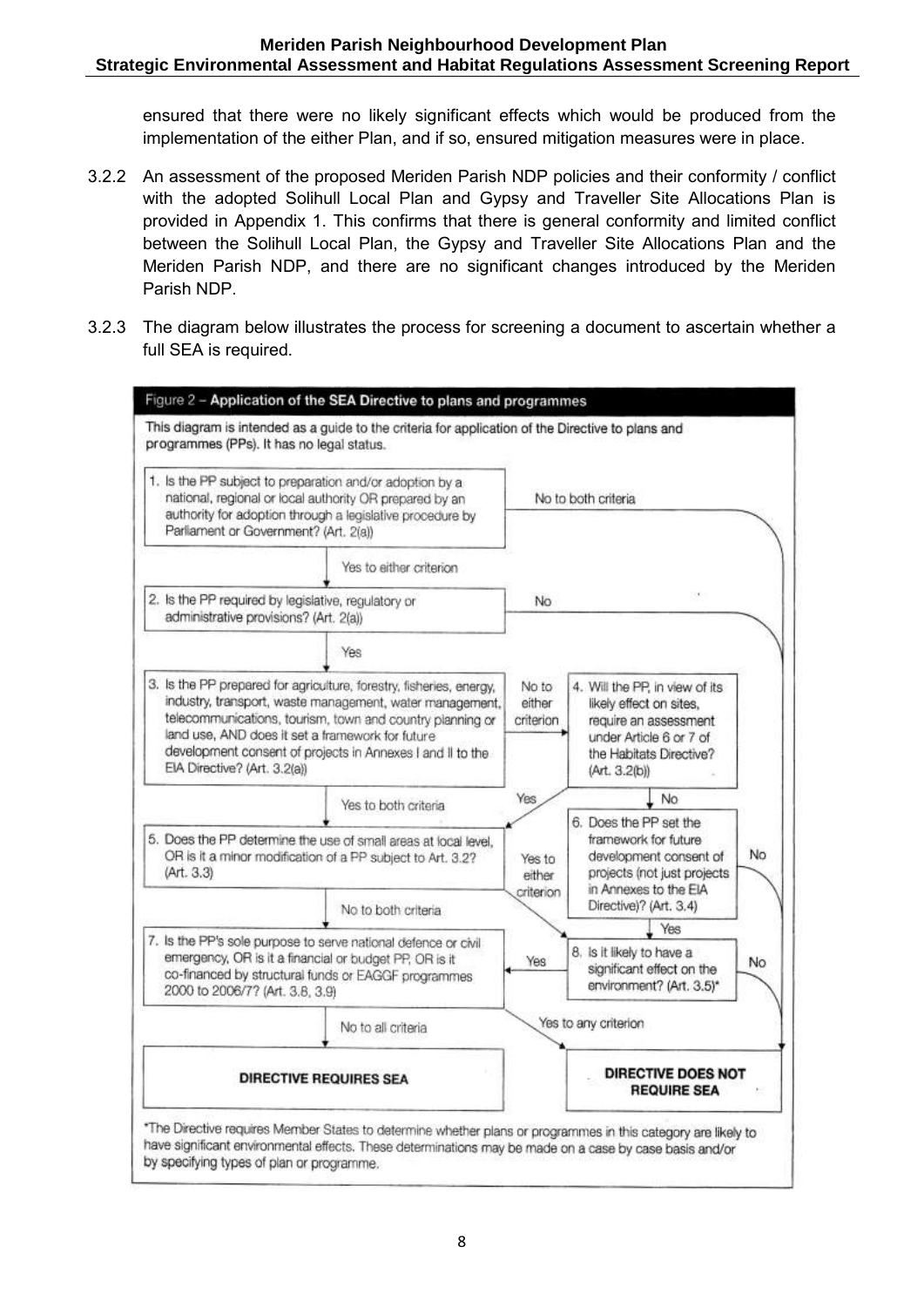ensured that there were no likely significant effects which would be produced from the implementation of the either Plan, and if so, ensured mitigation measures were in place.

3.2.2 An assessment of the proposed Meriden Parish NDP policies and their conformity / conflict with the adopted Solihull Local Plan and Gypsy and Traveller Site Allocations Plan is provided in Appendix 1. This confirms that there is general conformity and limited conflict between the Solihull Local Plan, the Gypsy and Traveller Site Allocations Plan and the Meriden Parish NDP, and there are no significant changes introduced by the Meriden Parish NDP.

3.2.3 The diagram below illustrates the process for screening a document to ascertain whether a full SEA is required.

**Figure 2 – Application of the SEA Directive to plans and programmes**

This diagram is intended as a guide to the criteria for application of the Directive to plans and programmes (PPs). It has no legal status.

1. Is the PP subject to preparation and/or adoption by a national, regional or local authority OR prepared by an authority for adoption through a legislative procedure by Parliament or Government? (Art. 2(a))
   - No to both criteria → DIRECTIVE DOES NOT REQUIRE SEA
   - Yes to either criterion → 2

2. Is the PP required by legislative, regulatory or administrative provisions? (Art. 2(a))
   - No → DIRECTIVE DOES NOT REQUIRE SEA
   - Yes → 3

3. Is the PP prepared for agriculture, forestry, fisheries, energy, industry, transport, waste management, water management, telecommunications, tourism, town and country planning or land use, AND does it set a framework for future development consent of projects in Annexes I and II to the EIA Directive? (Art. 3.2(a))
   - No to either criterion → 4
   - Yes to both criteria → 5

4. Will the PP, in view of its likely effect on sites, require an assessment under Article 6 or 7 of the Habitats Directive? (Art. 3.2(b))
   - Yes → 5
   - No → 6

5. Does the PP determine the use of small areas at local level, OR is it a minor modification of a PP subject to Art. 3.2? (Art. 3.3)
   - Yes to either criterion → 8
   - No to both criteria → 7

6. Does the PP set the framework for future development consent of projects (not just projects in Annexes to the EIA Directive)? (Art. 3.4)
   - No → DIRECTIVE DOES NOT REQUIRE SEA
   - Yes → 8

7. Is the PP's sole purpose to serve national defence or civil emergency, OR is it a financial or budget PP, OR is it co-financed by structural funds or EAGGF programmes 2000 to 2006/7? (Art. 3.8, 3.9)
   - No to all criteria → DIRECTIVE REQUIRES SEA
   - Yes to any criterion → DIRECTIVE DOES NOT REQUIRE SEA

8. Is it likely to have a significant effect on the environment? (Art. 3.5)*
   - Yes → 7
   - No → DIRECTIVE DOES NOT REQUIRE SEA

**DIRECTIVE REQUIRES SEA**

**DIRECTIVE DOES NOT REQUIRE SEA**

*The Directive requires Member States to determine whether plans or programmes in this category are likely to have significant environmental effects. These determinations may be made on a case by case basis and/or by specifying types of plan or programme.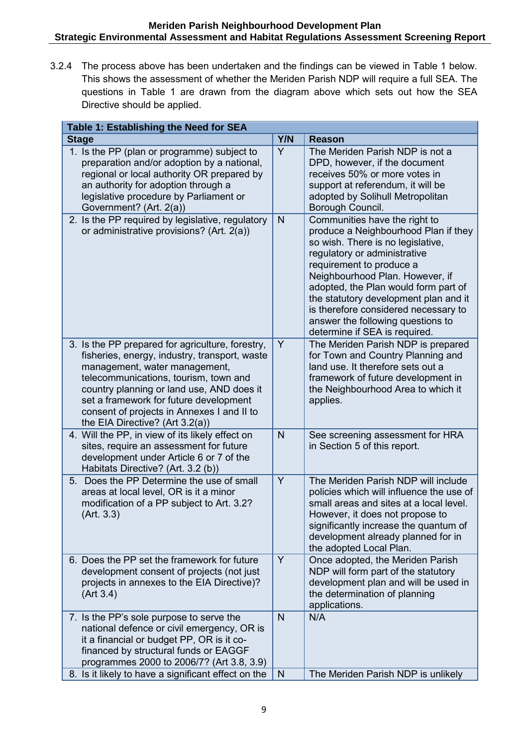3.2.4 The process above has been undertaken and the findings can be viewed in Table 1 below. This shows the assessment of whether the Meriden Parish NDP will require a full SEA. The questions in Table 1 are drawn from the diagram above which sets out how the SEA Directive should be applied.

| **Table 1: Establishing the Need for SEA** | | |
|---|---|---|
| **Stage** | **Y/N** | **Reason** |
| 1. Is the PP (plan or programme) subject to preparation and/or adoption by a national, regional or local authority OR prepared by an authority for adoption through a legislative procedure by Parliament or Government? (Art. 2(a)) | Y | The Meriden Parish NDP is not a DPD, however, if the document receives 50% or more votes in support at referendum, it will be adopted by Solihull Metropolitan Borough Council. |
| 2. Is the PP required by legislative, regulatory or administrative provisions? (Art. 2(a)) | N | Communities have the right to produce a Neighbourhood Plan if they so wish. There is no legislative, regulatory or administrative requirement to produce a Neighbourhood Plan. However, if adopted, the Plan would form part of the statutory development plan and it is therefore considered necessary to answer the following questions to determine if SEA is required. |
| 3. Is the PP prepared for agriculture, forestry, fisheries, energy, industry, transport, waste management, water management, telecommunications, tourism, town and country planning or land use, AND does it set a framework for future development consent of projects in Annexes I and II to the EIA Directive? (Art 3.2(a)) | Y | The Meriden Parish NDP is prepared for Town and Country Planning and land use. It therefore sets out a framework of future development in the Neighbourhood Area to which it applies. |
| 4. Will the PP, in view of its likely effect on sites, require an assessment for future development under Article 6 or 7 of the Habitats Directive? (Art. 3.2 (b)) | N | See screening assessment for HRA in Section 5 of this report. |
| 5. Does the PP Determine the use of small areas at local level, OR is it a minor modification of a PP subject to Art. 3.2? (Art. 3.3) | Y | The Meriden Parish NDP will include policies which will influence the use of small areas and sites at a local level. However, it does not propose to significantly increase the quantum of development already planned for in the adopted Local Plan. |
| 6. Does the PP set the framework for future development consent of projects (not just projects in annexes to the EIA Directive)? (Art 3.4) | Y | Once adopted, the Meriden Parish NDP will form part of the statutory development plan and will be used in the determination of planning applications. |
| 7. Is the PP's sole purpose to serve the national defence or civil emergency, OR is it a financial or budget PP, OR is it co-financed by structural funds or EAGGF programmes 2000 to 2006/7? (Art 3.8, 3.9) | N | N/A |
| 8. Is it likely to have a significant effect on the | N | The Meriden Parish NDP is unlikely |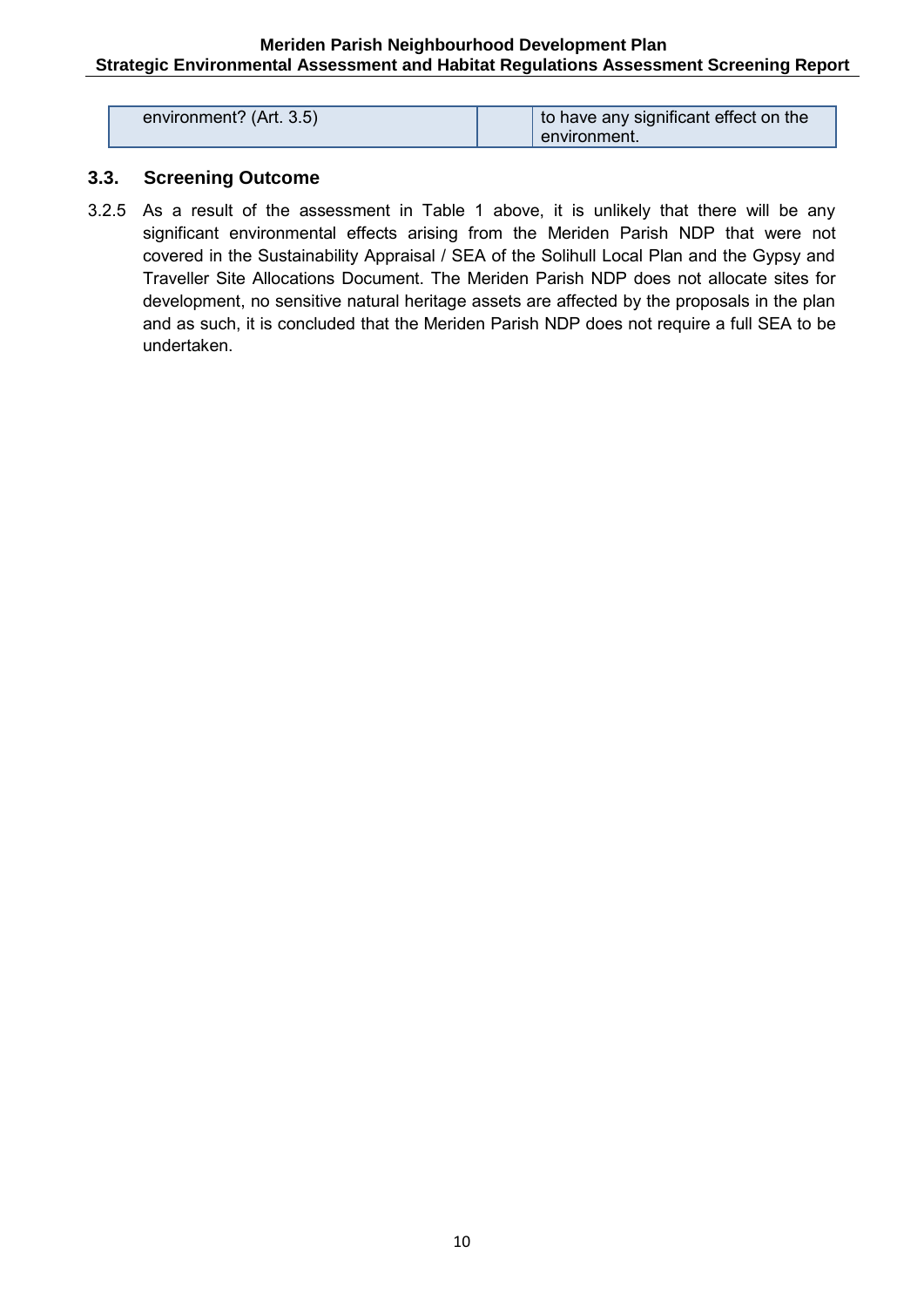| environment? (Art. 3.5) | | to have any significant effect on the environment. |
|---|---|---|

## 3.3. Screening Outcome

3.2.5 As a result of the assessment in Table 1 above, it is unlikely that there will be any significant environmental effects arising from the Meriden Parish NDP that were not covered in the Sustainability Appraisal / SEA of the Solihull Local Plan and the Gypsy and Traveller Site Allocations Document. The Meriden Parish NDP does not allocate sites for development, no sensitive natural heritage assets are affected by the proposals in the plan and as such, it is concluded that the Meriden Parish NDP does not require a full SEA to be undertaken.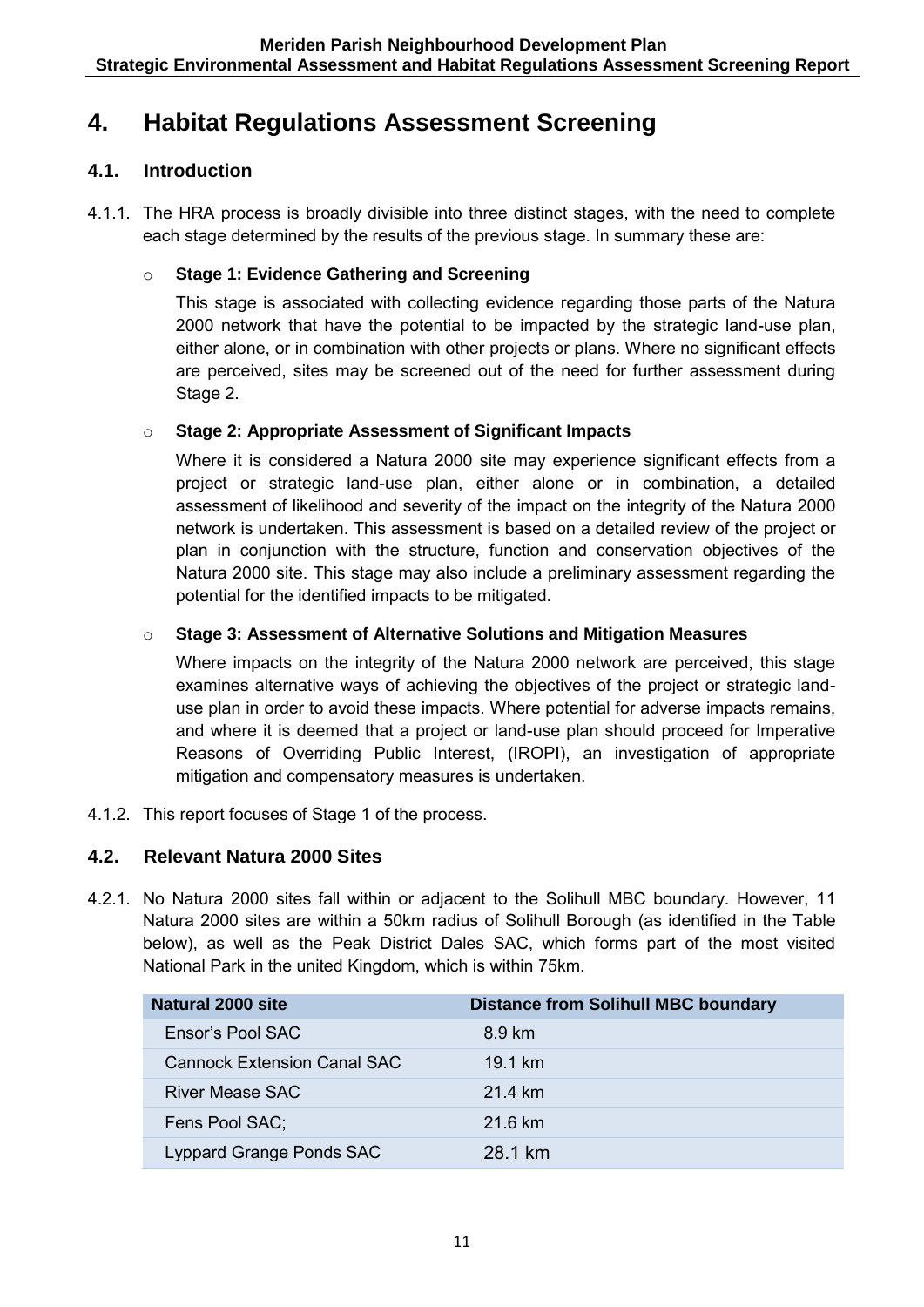# 4. Habitat Regulations Assessment Screening

## 4.1. Introduction

4.1.1. The HRA process is broadly divisible into three distinct stages, with the need to complete each stage determined by the results of the previous stage. In summary these are:

- **Stage 1: Evidence Gathering and Screening**

  This stage is associated with collecting evidence regarding those parts of the Natura 2000 network that have the potential to be impacted by the strategic land-use plan, either alone, or in combination with other projects or plans. Where no significant effects are perceived, sites may be screened out of the need for further assessment during Stage 2.

- **Stage 2: Appropriate Assessment of Significant Impacts**

  Where it is considered a Natura 2000 site may experience significant effects from a project or strategic land-use plan, either alone or in combination, a detailed assessment of likelihood and severity of the impact on the integrity of the Natura 2000 network is undertaken. This assessment is based on a detailed review of the project or plan in conjunction with the structure, function and conservation objectives of the Natura 2000 site. This stage may also include a preliminary assessment regarding the potential for the identified impacts to be mitigated.

- **Stage 3: Assessment of Alternative Solutions and Mitigation Measures**

  Where impacts on the integrity of the Natura 2000 network are perceived, this stage examines alternative ways of achieving the objectives of the project or strategic land-use plan in order to avoid these impacts. Where potential for adverse impacts remains, and where it is deemed that a project or land-use plan should proceed for Imperative Reasons of Overriding Public Interest, (IROPI), an investigation of appropriate mitigation and compensatory measures is undertaken.

4.1.2. This report focuses of Stage 1 of the process.

## 4.2. Relevant Natura 2000 Sites

4.2.1. No Natura 2000 sites fall within or adjacent to the Solihull MBC boundary. However, 11 Natura 2000 sites are within a 50km radius of Solihull Borough (as identified in the Table below), as well as the Peak District Dales SAC, which forms part of the most visited National Park in the united Kingdom, which is within 75km.

| Natural 2000 site | Distance from Solihull MBC boundary |
|---|---|
| Ensor's Pool SAC | 8.9 km |
| Cannock Extension Canal SAC | 19.1 km |
| River Mease SAC | 21.4 km |
| Fens Pool SAC; | 21.6 km |
| Lyppard Grange Ponds SAC | 28.1 km |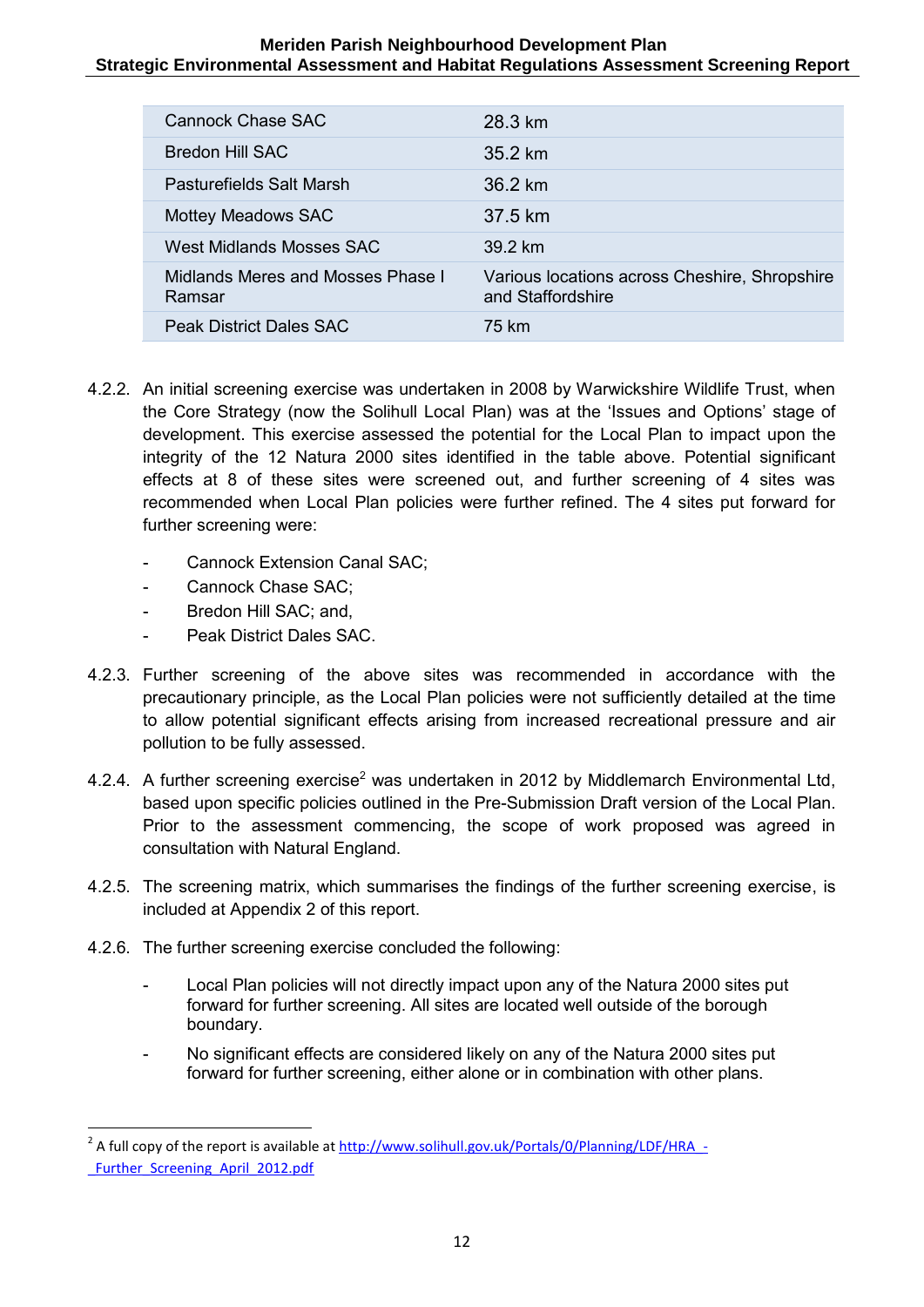| Cannock Chase SAC | 28.3 km |
|---|---|
| Bredon Hill SAC | 35.2 km |
| Pasturefields Salt Marsh | 36.2 km |
| Mottey Meadows SAC | 37.5 km |
| West Midlands Mosses SAC | 39.2 km |
| Midlands Meres and Mosses Phase I Ramsar | Various locations across Cheshire, Shropshire and Staffordshire |
| Peak District Dales SAC | 75 km |

4.2.2. An initial screening exercise was undertaken in 2008 by Warwickshire Wildlife Trust, when the Core Strategy (now the Solihull Local Plan) was at the 'Issues and Options' stage of development. This exercise assessed the potential for the Local Plan to impact upon the integrity of the 12 Natura 2000 sites identified in the table above. Potential significant effects at 8 of these sites were screened out, and further screening of 4 sites was recommended when Local Plan policies were further refined. The 4 sites put forward for further screening were:

- Cannock Extension Canal SAC;
- Cannock Chase SAC;
- Bredon Hill SAC; and,
- Peak District Dales SAC.

4.2.3. Further screening of the above sites was recommended in accordance with the precautionary principle, as the Local Plan policies were not sufficiently detailed at the time to allow potential significant effects arising from increased recreational pressure and air pollution to be fully assessed.

4.2.4. A further screening exercise[2] was undertaken in 2012 by Middlemarch Environmental Ltd, based upon specific policies outlined in the Pre-Submission Draft version of the Local Plan. Prior to the assessment commencing, the scope of work proposed was agreed in consultation with Natural England.

4.2.5. The screening matrix, which summarises the findings of the further screening exercise, is included at Appendix 2 of this report.

4.2.6. The further screening exercise concluded the following:

- Local Plan policies will not directly impact upon any of the Natura 2000 sites put forward for further screening. All sites are located well outside of the borough boundary.
- No significant effects are considered likely on any of the Natura 2000 sites put forward for further screening, either alone or in combination with other plans.

[2] A full copy of the report is available at http://www.solihull.gov.uk/Portals/0/Planning/LDF/HRA_-_Further_Screening_April_2012.pdf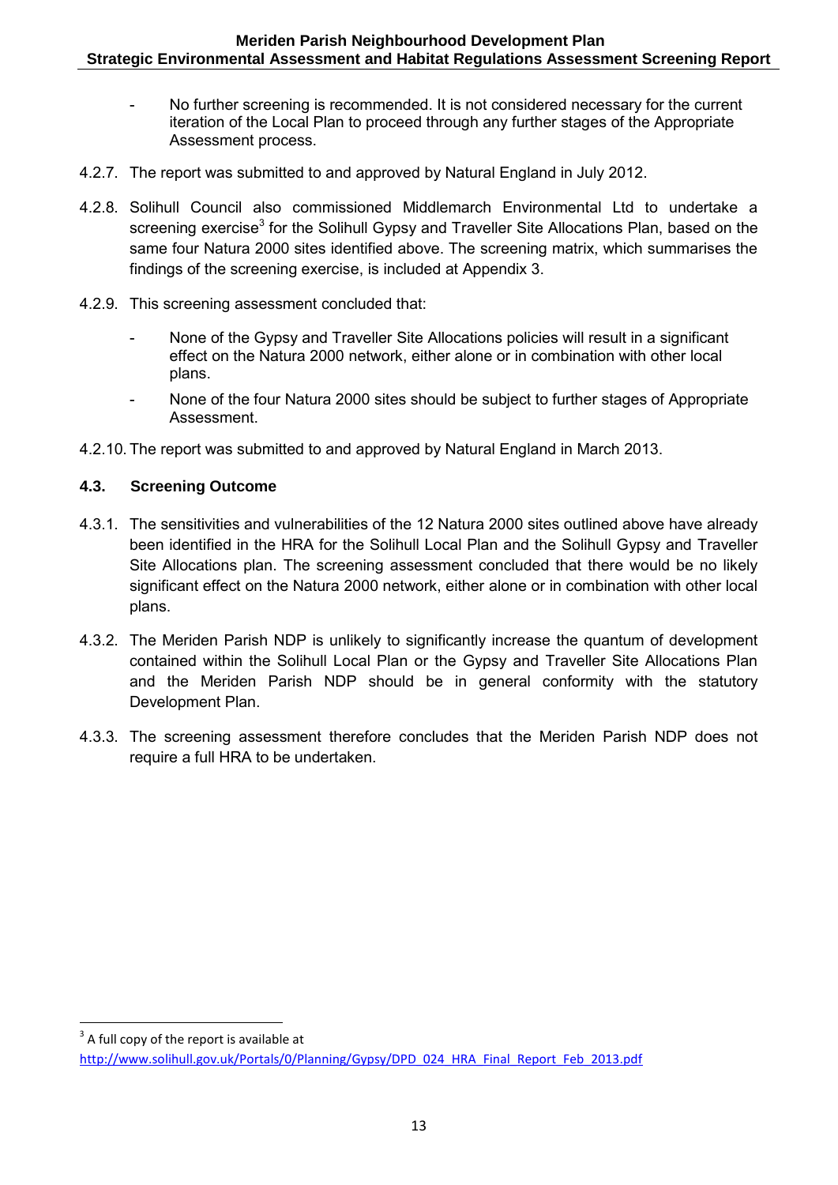- No further screening is recommended. It is not considered necessary for the current iteration of the Local Plan to proceed through any further stages of the Appropriate Assessment process.

4.2.7. The report was submitted to and approved by Natural England in July 2012.

4.2.8. Solihull Council also commissioned Middlemarch Environmental Ltd to undertake a screening exercise[3] for the Solihull Gypsy and Traveller Site Allocations Plan, based on the same four Natura 2000 sites identified above. The screening matrix, which summarises the findings of the screening exercise, is included at Appendix 3.

4.2.9. This screening assessment concluded that:

- None of the Gypsy and Traveller Site Allocations policies will result in a significant effect on the Natura 2000 network, either alone or in combination with other local plans.
- None of the four Natura 2000 sites should be subject to further stages of Appropriate Assessment.

4.2.10. The report was submitted to and approved by Natural England in March 2013.

### 4.3. Screening Outcome

4.3.1. The sensitivities and vulnerabilities of the 12 Natura 2000 sites outlined above have already been identified in the HRA for the Solihull Local Plan and the Solihull Gypsy and Traveller Site Allocations plan. The screening assessment concluded that there would be no likely significant effect on the Natura 2000 network, either alone or in combination with other local plans.

4.3.2. The Meriden Parish NDP is unlikely to significantly increase the quantum of development contained within the Solihull Local Plan or the Gypsy and Traveller Site Allocations Plan and the Meriden Parish NDP should be in general conformity with the statutory Development Plan.

4.3.3. The screening assessment therefore concludes that the Meriden Parish NDP does not require a full HRA to be undertaken.

---

[3] A full copy of the report is available at http://www.solihull.gov.uk/Portals/0/Planning/Gypsy/DPD_024_HRA_Final_Report_Feb_2013.pdf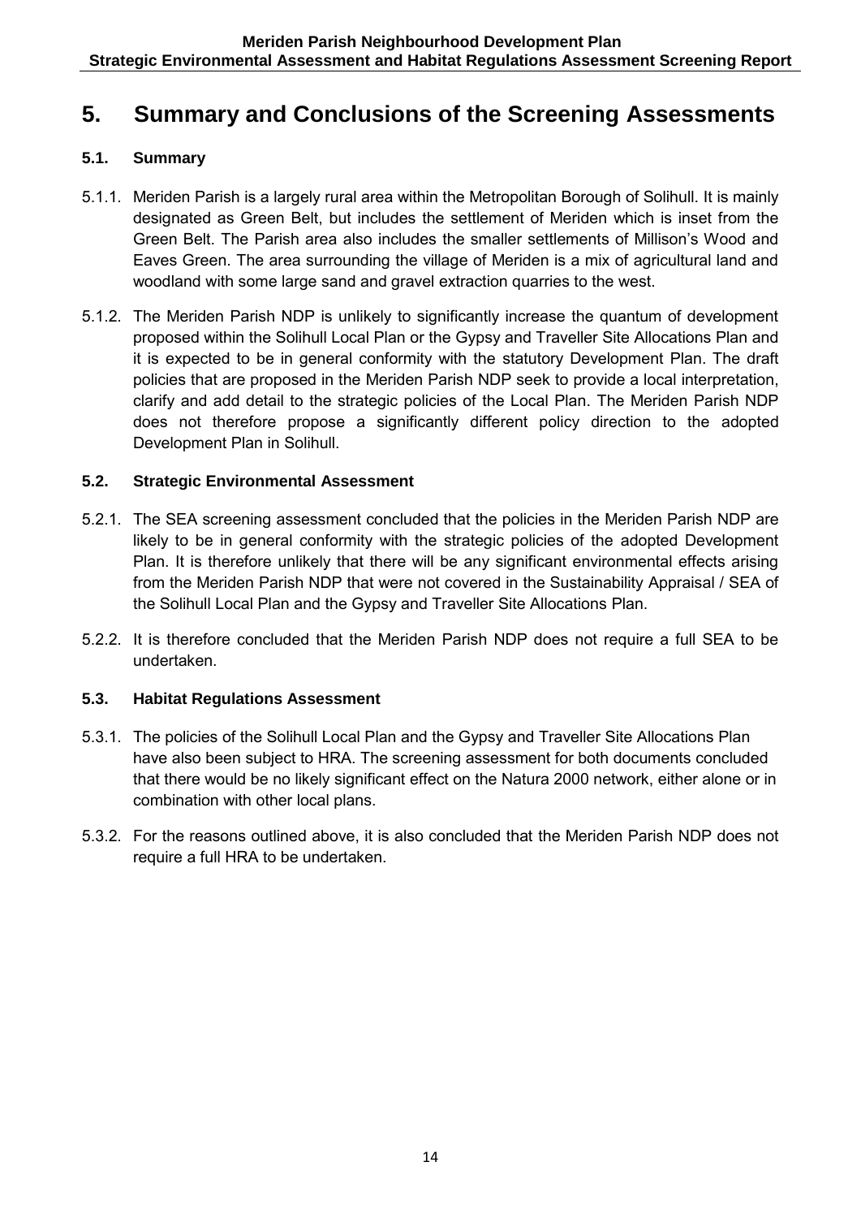# 5. Summary and Conclusions of the Screening Assessments

## 5.1. Summary

5.1.1. Meriden Parish is a largely rural area within the Metropolitan Borough of Solihull. It is mainly designated as Green Belt, but includes the settlement of Meriden which is inset from the Green Belt. The Parish area also includes the smaller settlements of Millison's Wood and Eaves Green. The area surrounding the village of Meriden is a mix of agricultural land and woodland with some large sand and gravel extraction quarries to the west.

5.1.2. The Meriden Parish NDP is unlikely to significantly increase the quantum of development proposed within the Solihull Local Plan or the Gypsy and Traveller Site Allocations Plan and it is expected to be in general conformity with the statutory Development Plan. The draft policies that are proposed in the Meriden Parish NDP seek to provide a local interpretation, clarify and add detail to the strategic policies of the Local Plan. The Meriden Parish NDP does not therefore propose a significantly different policy direction to the adopted Development Plan in Solihull.

## 5.2. Strategic Environmental Assessment

5.2.1. The SEA screening assessment concluded that the policies in the Meriden Parish NDP are likely to be in general conformity with the strategic policies of the adopted Development Plan. It is therefore unlikely that there will be any significant environmental effects arising from the Meriden Parish NDP that were not covered in the Sustainability Appraisal / SEA of the Solihull Local Plan and the Gypsy and Traveller Site Allocations Plan.

5.2.2. It is therefore concluded that the Meriden Parish NDP does not require a full SEA to be undertaken.

## 5.3. Habitat Regulations Assessment

5.3.1. The policies of the Solihull Local Plan and the Gypsy and Traveller Site Allocations Plan have also been subject to HRA. The screening assessment for both documents concluded that there would be no likely significant effect on the Natura 2000 network, either alone or in combination with other local plans.

5.3.2. For the reasons outlined above, it is also concluded that the Meriden Parish NDP does not require a full HRA to be undertaken.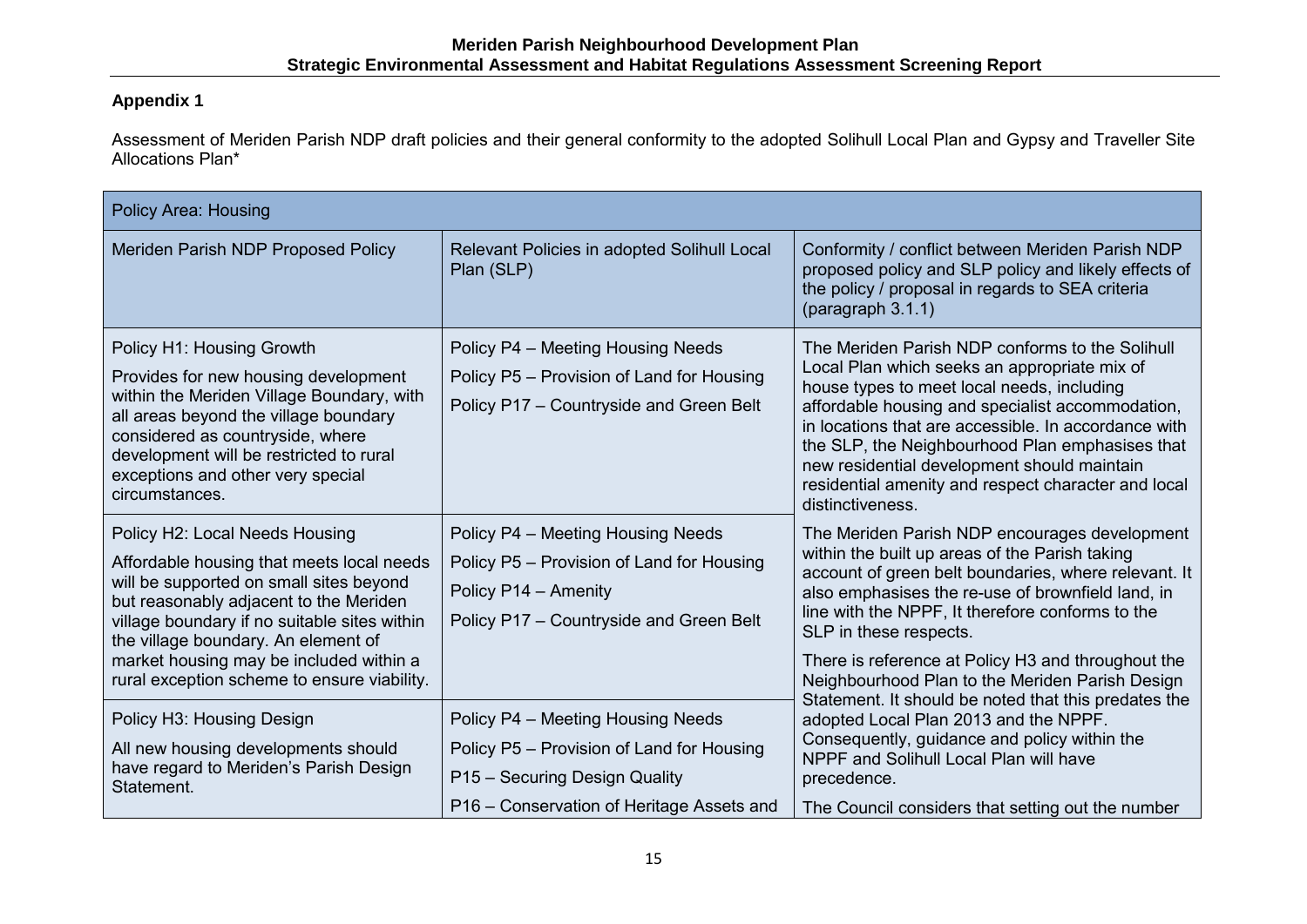## Appendix 1

Assessment of Meriden Parish NDP draft policies and their general conformity to the adopted Solihull Local Plan and Gypsy and Traveller Site Allocations Plan*

| Policy Area: Housing | | |
|---|---|---|
| Meriden Parish NDP Proposed Policy | Relevant Policies in adopted Solihull Local Plan (SLP) | Conformity / conflict between Meriden Parish NDP proposed policy and SLP policy and likely effects of the policy / proposal in regards to SEA criteria (paragraph 3.1.1) |
| Policy H1: Housing Growth<br>Provides for new housing development within the Meriden Village Boundary, with all areas beyond the village boundary considered as countryside, where development will be restricted to rural exceptions and other very special circumstances. | Policy P4 – Meeting Housing Needs<br>Policy P5 – Provision of Land for Housing<br>Policy P17 – Countryside and Green Belt | The Meriden Parish NDP conforms to the Solihull Local Plan which seeks an appropriate mix of house types to meet local needs, including affordable housing and specialist accommodation, in locations that are accessible. In accordance with the SLP, the Neighbourhood Plan emphasises that new residential development should maintain residential amenity and respect character and local distinctiveness.<br>The Meriden Parish NDP encourages development within the built up areas of the Parish taking account of green belt boundaries, where relevant. It also emphasises the re-use of brownfield land, in line with the NPPF, It therefore conforms to the SLP in these respects.<br>There is reference at Policy H3 and throughout the Neighbourhood Plan to the Meriden Parish Design Statement. It should be noted that this predates the adopted Local Plan 2013 and the NPPF. Consequently, guidance and policy within the NPPF and Solihull Local Plan will have precedence.<br>The Council considers that setting out the number |
| Policy H2: Local Needs Housing<br>Affordable housing that meets local needs will be supported on small sites beyond but reasonably adjacent to the Meriden village boundary if no suitable sites within the village boundary. An element of market housing may be included within a rural exception scheme to ensure viability. | Policy P4 – Meeting Housing Needs<br>Policy P5 – Provision of Land for Housing<br>Policy P14 – Amenity<br>Policy P17 – Countryside and Green Belt | |
| Policy H3: Housing Design<br>All new housing developments should have regard to Meriden's Parish Design Statement. | Policy P4 – Meeting Housing Needs<br>Policy P5 – Provision of Land for Housing<br>P15 – Securing Design Quality<br>P16 – Conservation of Heritage Assets and | |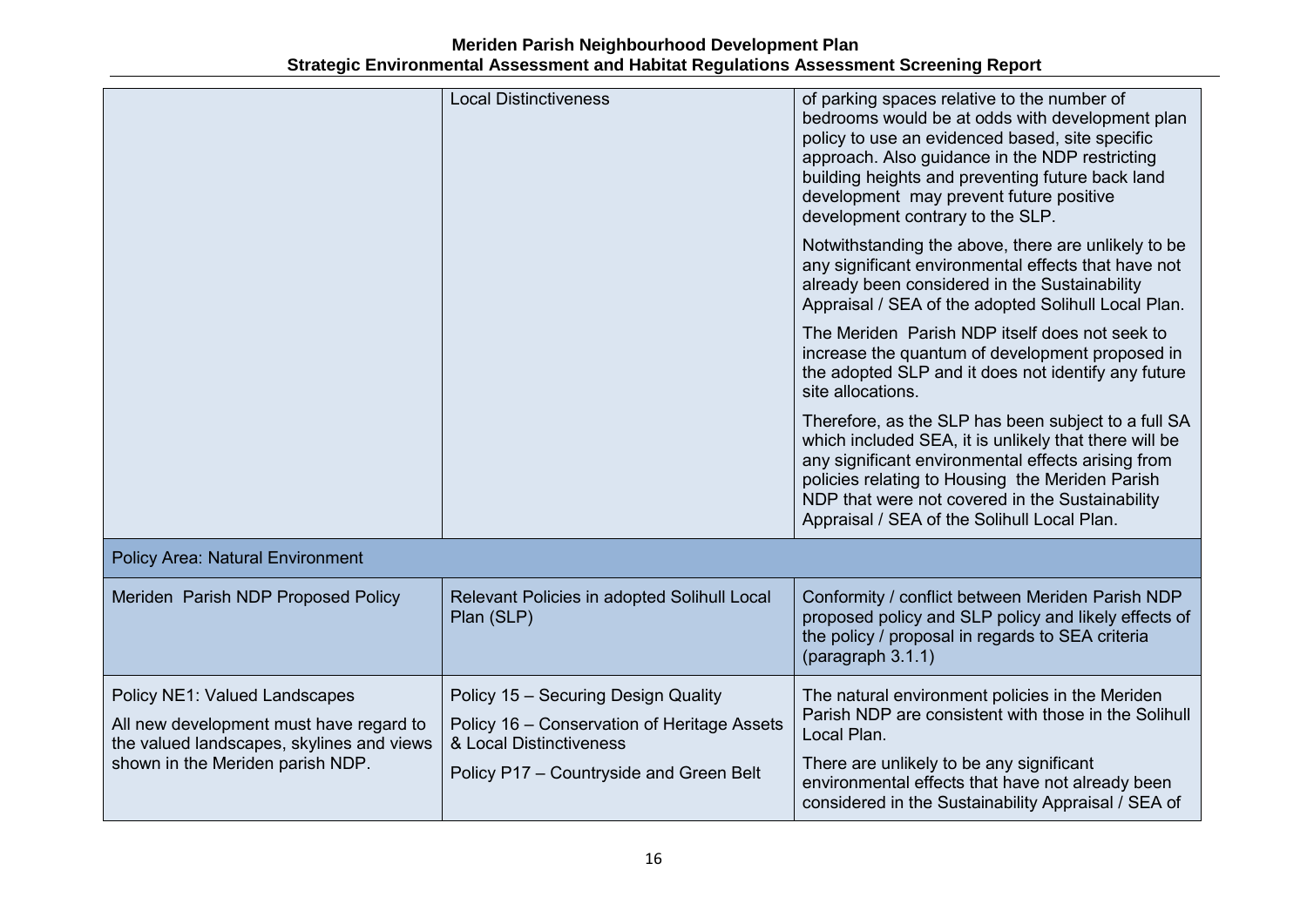| | | |
|---|---|---|
| | Local Distinctiveness | of parking spaces relative to the number of bedrooms would be at odds with development plan policy to use an evidenced based, site specific approach. Also guidance in the NDP restricting building heights and preventing future back land development may prevent future positive development contrary to the SLP.<br><br>Notwithstanding the above, there are unlikely to be any significant environmental effects that have not already been considered in the Sustainability Appraisal / SEA of the adopted Solihull Local Plan.<br><br>The Meriden Parish NDP itself does not seek to increase the quantum of development proposed in the adopted SLP and it does not identify any future site allocations.<br><br>Therefore, as the SLP has been subject to a full SA which included SEA, it is unlikely that there will be any significant environmental effects arising from policies relating to Housing the Meriden Parish NDP that were not covered in the Sustainability Appraisal / SEA of the Solihull Local Plan. |
| **Policy Area: Natural Environment** | | |
| Meriden Parish NDP Proposed Policy | Relevant Policies in adopted Solihull Local Plan (SLP) | Conformity / conflict between Meriden Parish NDP proposed policy and SLP policy and likely effects of the policy / proposal in regards to SEA criteria (paragraph 3.1.1) |
| Policy NE1: Valued Landscapes<br><br>All new development must have regard to the valued landscapes, skylines and views shown in the Meriden parish NDP. | Policy 15 – Securing Design Quality<br><br>Policy 16 – Conservation of Heritage Assets & Local Distinctiveness<br><br>Policy P17 – Countryside and Green Belt | The natural environment policies in the Meriden Parish NDP are consistent with those in the Solihull Local Plan.<br><br>There are unlikely to be any significant environmental effects that have not already been considered in the Sustainability Appraisal / SEA of |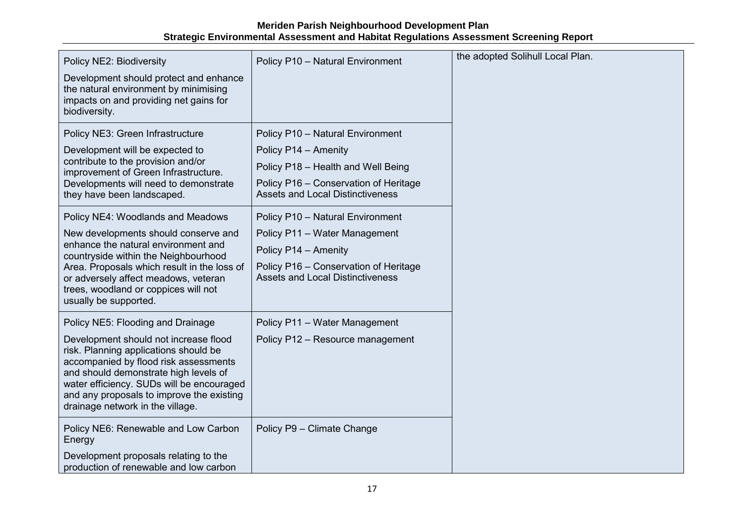| | | |
|---|---|---|
| Policy NE2: Biodiversity<br><br>Development should protect and enhance the natural environment by minimising impacts on and providing net gains for biodiversity. | Policy P10 – Natural Environment | the adopted Solihull Local Plan. |
| Policy NE3: Green Infrastructure<br><br>Development will be expected to contribute to the provision and/or improvement of Green Infrastructure. Developments will need to demonstrate they have been landscaped. | Policy P10 – Natural Environment<br><br>Policy P14 – Amenity<br><br>Policy P18 – Health and Well Being<br><br>Policy P16 – Conservation of Heritage Assets and Local Distinctiveness | |
| Policy NE4: Woodlands and Meadows<br><br>New developments should conserve and enhance the natural environment and countryside within the Neighbourhood Area. Proposals which result in the loss of or adversely affect meadows, veteran trees, woodland or coppices will not usually be supported. | Policy P10 – Natural Environment<br><br>Policy P11 – Water Management<br><br>Policy P14 – Amenity<br><br>Policy P16 – Conservation of Heritage Assets and Local Distinctiveness | |
| Policy NE5: Flooding and Drainage<br><br>Development should not increase flood risk. Planning applications should be accompanied by flood risk assessments and should demonstrate high levels of water efficiency. SUDs will be encouraged and any proposals to improve the existing drainage network in the village. | Policy P11 – Water Management<br><br>Policy P12 – Resource management | |
| Policy NE6: Renewable and Low Carbon Energy<br><br>Development proposals relating to the production of renewable and low carbon | Policy P9 – Climate Change | |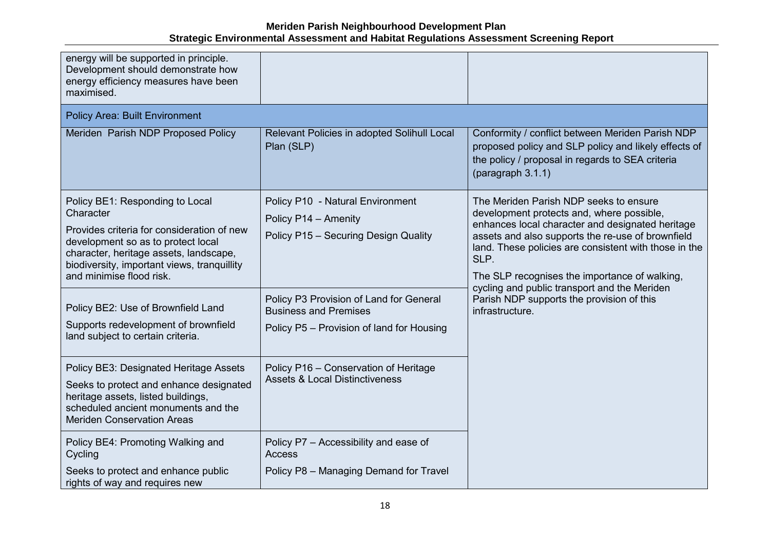| | | |
|---|---|---|
| energy will be supported in principle. Development should demonstrate how energy efficiency measures have been maximised. | | |
| **Policy Area: Built Environment** | | |
| Meriden Parish NDP Proposed Policy | Relevant Policies in adopted Solihull Local Plan (SLP) | Conformity / conflict between Meriden Parish NDP proposed policy and SLP policy and likely effects of the policy / proposal in regards to SEA criteria (paragraph 3.1.1) |
| Policy BE1: Responding to Local Character<br><br>Provides criteria for consideration of new development so as to protect local character, heritage assets, landscape, biodiversity, important views, tranquillity and minimise flood risk. | Policy P10 - Natural Environment<br><br>Policy P14 – Amenity<br><br>Policy P15 – Securing Design Quality | The Meriden Parish NDP seeks to ensure development protects and, where possible, enhances local character and designated heritage assets and also supports the re-use of brownfield land. These policies are consistent with those in the SLP.<br><br>The SLP recognises the importance of walking, cycling and public transport and the Meriden Parish NDP supports the provision of this infrastructure. |
| Policy BE2: Use of Brownfield Land<br><br>Supports redevelopment of brownfield land subject to certain criteria. | Policy P3 Provision of Land for General Business and Premises<br><br>Policy P5 – Provision of land for Housing | |
| Policy BE3: Designated Heritage Assets<br><br>Seeks to protect and enhance designated heritage assets, listed buildings, scheduled ancient monuments and the Meriden Conservation Areas | Policy P16 – Conservation of Heritage Assets & Local Distinctiveness | |
| Policy BE4: Promoting Walking and Cycling<br><br>Seeks to protect and enhance public rights of way and requires new | Policy P7 – Accessibility and ease of Access<br><br>Policy P8 – Managing Demand for Travel | |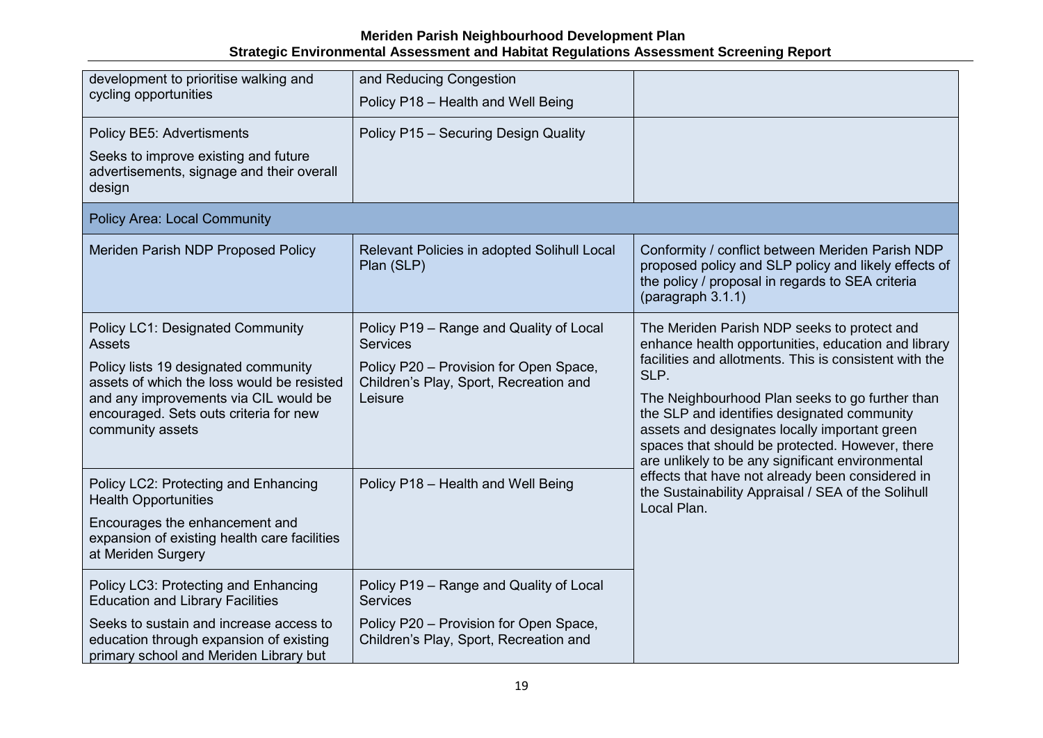| | | |
|---|---|---|
| development to prioritise walking and cycling opportunities | and Reducing Congestion<br><br>Policy P18 – Health and Well Being | |
| Policy BE5: Advertisments<br><br>Seeks to improve existing and future advertisements, signage and their overall design | Policy P15 – Securing Design Quality | |
| **Policy Area: Local Community** | | |
| Meriden Parish NDP Proposed Policy | Relevant Policies in adopted Solihull Local Plan (SLP) | Conformity / conflict between Meriden Parish NDP proposed policy and SLP policy and likely effects of the policy / proposal in regards to SEA criteria (paragraph 3.1.1) |
| Policy LC1: Designated Community Assets<br><br>Policy lists 19 designated community assets of which the loss would be resisted and any improvements via CIL would be encouraged. Sets outs criteria for new community assets | Policy P19 – Range and Quality of Local Services<br><br>Policy P20 – Provision for Open Space, Children's Play, Sport, Recreation and Leisure | The Meriden Parish NDP seeks to protect and enhance health opportunities, education and library facilities and allotments. This is consistent with the SLP.<br><br>The Neighbourhood Plan seeks to go further than the SLP and identifies designated community assets and designates locally important green spaces that should be protected. However, there are unlikely to be any significant environmental effects that have not already been considered in the Sustainability Appraisal / SEA of the Solihull Local Plan. |
| Policy LC2: Protecting and Enhancing Health Opportunities<br><br>Encourages the enhancement and expansion of existing health care facilities at Meriden Surgery | Policy P18 – Health and Well Being | |
| Policy LC3: Protecting and Enhancing Education and Library Facilities<br><br>Seeks to sustain and increase access to education through expansion of existing primary school and Meriden Library but | Policy P19 – Range and Quality of Local Services<br><br>Policy P20 – Provision for Open Space, Children's Play, Sport, Recreation and | |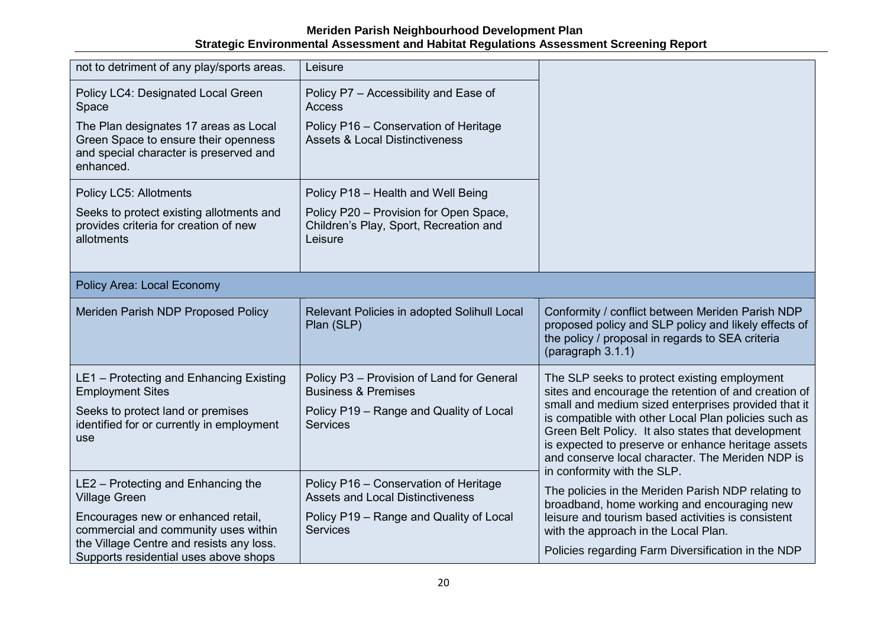| | | |
|---|---|---|
| not to detriment of any play/sports areas. | Leisure | |
| Policy LC4: Designated Local Green Space<br><br>The Plan designates 17 areas as Local Green Space to ensure their openness and special character is preserved and enhanced. | Policy P7 – Accessibility and Ease of Access<br><br>Policy P16 – Conservation of Heritage Assets & Local Distinctiveness | |
| Policy LC5: Allotments<br><br>Seeks to protect existing allotments and provides criteria for creation of new allotments | Policy P18 – Health and Well Being<br><br>Policy P20 – Provision for Open Space, Children's Play, Sport, Recreation and Leisure | |
| Policy Area: Local Economy | | |
| Meriden Parish NDP Proposed Policy | Relevant Policies in adopted Solihull Local Plan (SLP) | Conformity / conflict between Meriden Parish NDP proposed policy and SLP policy and likely effects of the policy / proposal in regards to SEA criteria (paragraph 3.1.1) |
| LE1 – Protecting and Enhancing Existing Employment Sites<br><br>Seeks to protect land or premises identified for or currently in employment use | Policy P3 – Provision of Land for General Business & Premises<br><br>Policy P19 – Range and Quality of Local Services | The SLP seeks to protect existing employment sites and encourage the retention of and creation of small and medium sized enterprises provided that it is compatible with other Local Plan policies such as Green Belt Policy. It also states that development is expected to preserve or enhance heritage assets and conserve local character. The Meriden NDP is in conformity with the SLP.<br><br>The policies in the Meriden Parish NDP relating to broadband, home working and encouraging new leisure and tourism based activities is consistent with the approach in the Local Plan.<br><br>Policies regarding Farm Diversification in the NDP |
| LE2 – Protecting and Enhancing the Village Green<br><br>Encourages new or enhanced retail, commercial and community uses within the Village Centre and resists any loss. Supports residential uses above shops | Policy P16 – Conservation of Heritage Assets and Local Distinctiveness<br><br>Policy P19 – Range and Quality of Local Services | |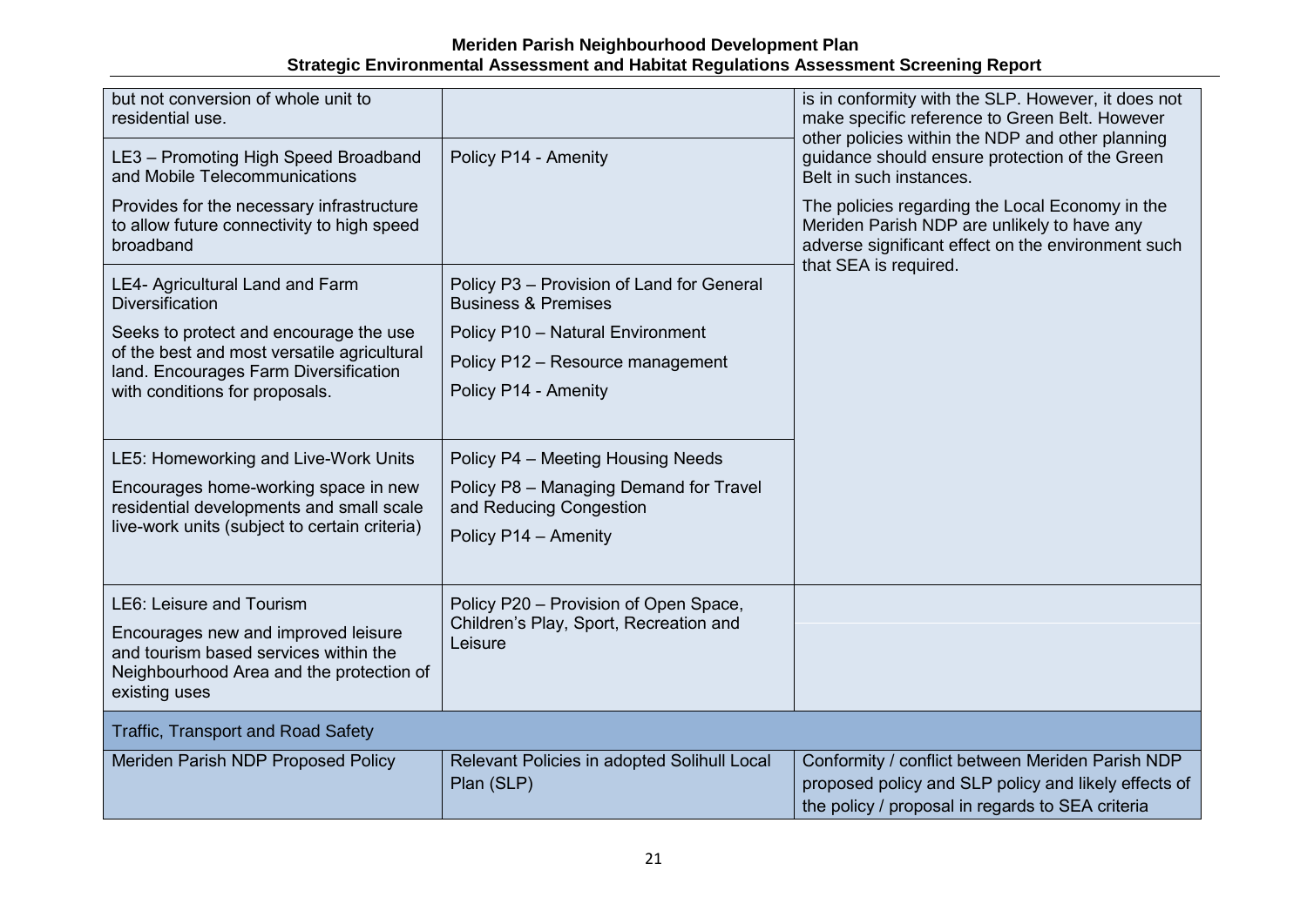| | | |
|---|---|---|
| but not conversion of whole unit to residential use. | | is in conformity with the SLP. However, it does not make specific reference to Green Belt. However other policies within the NDP and other planning guidance should ensure protection of the Green Belt in such instances.<br><br>The policies regarding the Local Economy in the Meriden Parish NDP are unlikely to have any adverse significant effect on the environment such that SEA is required. |
| LE3 – Promoting High Speed Broadband and Mobile Telecommunications<br><br>Provides for the necessary infrastructure to allow future connectivity to high speed broadband | Policy P14 - Amenity | |
| LE4- Agricultural Land and Farm Diversification<br><br>Seeks to protect and encourage the use of the best and most versatile agricultural land. Encourages Farm Diversification with conditions for proposals. | Policy P3 – Provision of Land for General Business & Premises<br><br>Policy P10 – Natural Environment<br><br>Policy P12 – Resource management<br><br>Policy P14 - Amenity | |
| LE5: Homeworking and Live-Work Units<br><br>Encourages home-working space in new residential developments and small scale live-work units (subject to certain criteria) | Policy P4 – Meeting Housing Needs<br><br>Policy P8 – Managing Demand for Travel and Reducing Congestion<br><br>Policy P14 – Amenity | |
| LE6: Leisure and Tourism<br><br>Encourages new and improved leisure and tourism based services within the Neighbourhood Area and the protection of existing uses | Policy P20 – Provision of Open Space, Children's Play, Sport, Recreation and Leisure | |
| **Traffic, Transport and Road Safety** | | |
| Meriden Parish NDP Proposed Policy | Relevant Policies in adopted Solihull Local Plan (SLP) | Conformity / conflict between Meriden Parish NDP proposed policy and SLP policy and likely effects of the policy / proposal in regards to SEA criteria |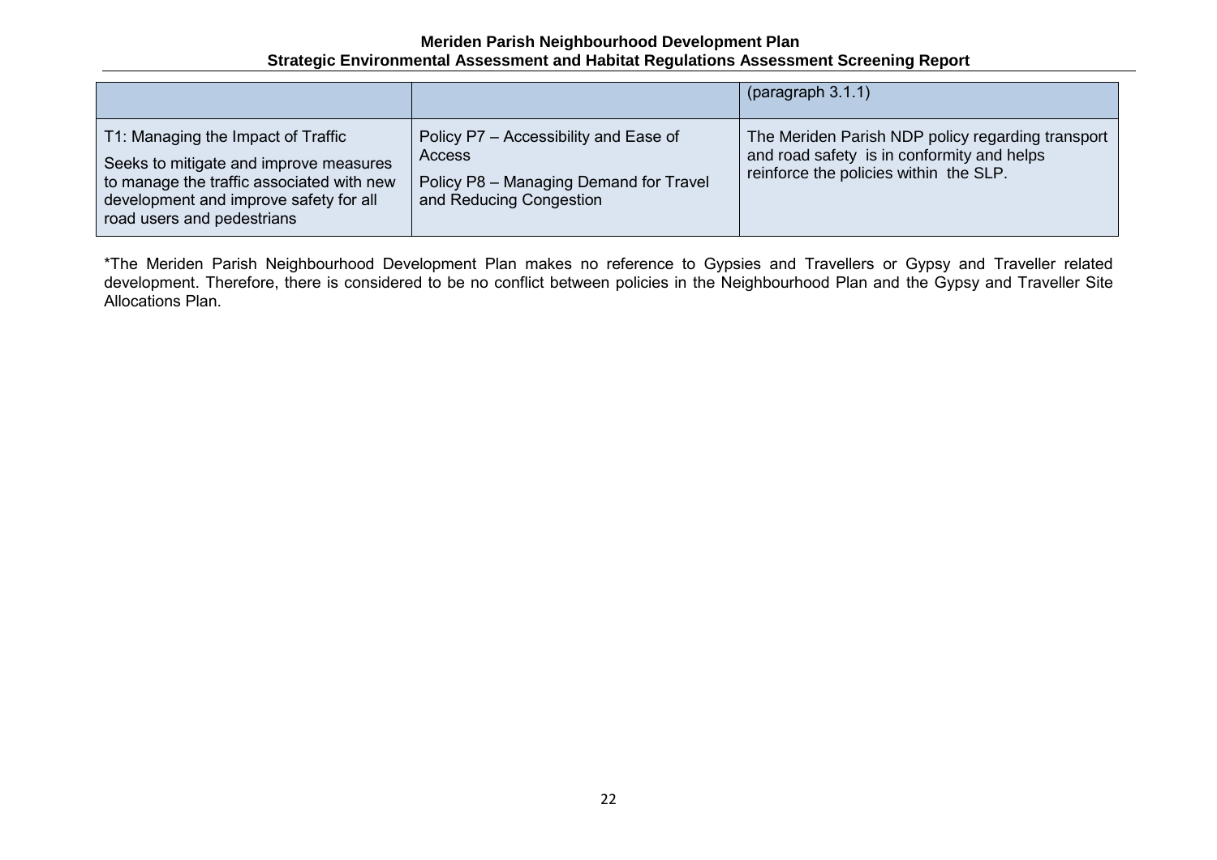| | | |
|---|---|---|
| | | (paragraph 3.1.1) |
| T1: Managing the Impact of Traffic<br><br>Seeks to mitigate and improve measures to manage the traffic associated with new development and improve safety for all road users and pedestrians | Policy P7 – Accessibility and Ease of Access<br><br>Policy P8 – Managing Demand for Travel and Reducing Congestion | The Meriden Parish NDP policy regarding transport and road safety is in conformity and helps reinforce the policies within the SLP. |

*The Meriden Parish Neighbourhood Development Plan makes no reference to Gypsies and Travellers or Gypsy and Traveller related development. Therefore, there is considered to be no conflict between policies in the Neighbourhood Plan and the Gypsy and Traveller Site Allocations Plan.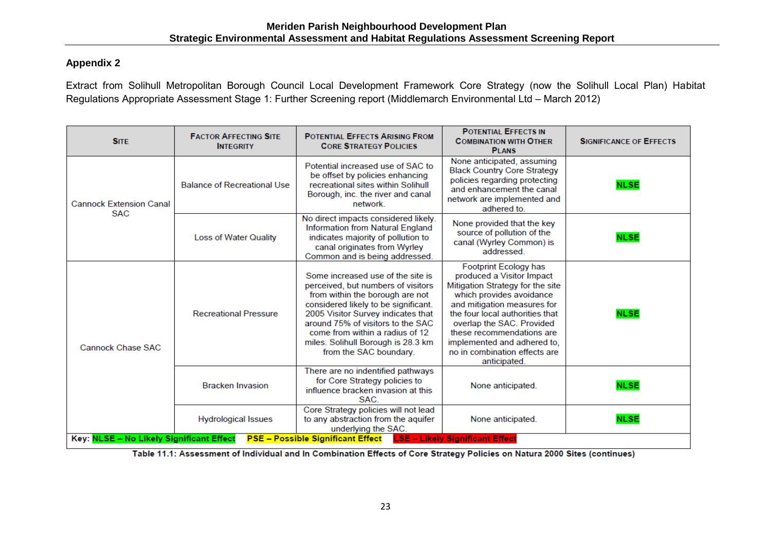## Appendix 2

Extract from Solihull Metropolitan Borough Council Local Development Framework Core Strategy (now the Solihull Local Plan) Habitat Regulations Appropriate Assessment Stage 1: Further Screening report (Middlemarch Environmental Ltd – March 2012)

| Site | Factor Affecting Site Integrity | Potential Effects Arising From Core Strategy Policies | Potential Effects in Combination with Other Plans | Significance of Effects |
|---|---|---|---|---|
| Cannock Extension Canal SAC | Balance of Recreational Use | Potential increased use of SAC to be offset by policies enhancing recreational sites within Solihull Borough, inc. the river and canal network. | None anticipated, assuming Black Country Core Strategy policies regarding protecting and enhancement the canal network are implemented and adhered to. | NLSE |
| | Loss of Water Quality | No direct impacts considered likely. Information from Natural England indicates majority of pollution to canal originates from Wyrley Common and is being addressed. | None provided that the key source of pollution of the canal (Wyrley Common) is addressed. | NLSE |
| Cannock Chase SAC | Recreational Pressure | Some increased use of the site is perceived, but numbers of visitors from within the borough are not considered likely to be significant. 2005 Visitor Survey indicates that around 75% of visitors to the SAC come from within a radius of 12 miles. Solihull Borough is 28.3 km from the SAC boundary. | Footprint Ecology has produced a Visitor Impact Mitigation Strategy for the site which provides avoidance and mitigation measures for the four local authorities that overlap the SAC. Provided these recommendations are implemented and adhered to, no in combination effects are anticipated. | NLSE |
| | Bracken Invasion | There are no indentified pathways for Core Strategy policies to influence bracken invasion at this SAC. | None anticipated. | NLSE |
| | Hydrological Issues | Core Strategy policies will not lead to any abstraction from the aquifer underlying the SAC. | None anticipated. | NLSE |

Key: NLSE – No Likely Significant Effect PSE – Possible Significant Effect LSE – Likely Significant Effect

**Table 11.1: Assessment of Individual and In Combination Effects of Core Strategy Policies on Natura 2000 Sites (continues)**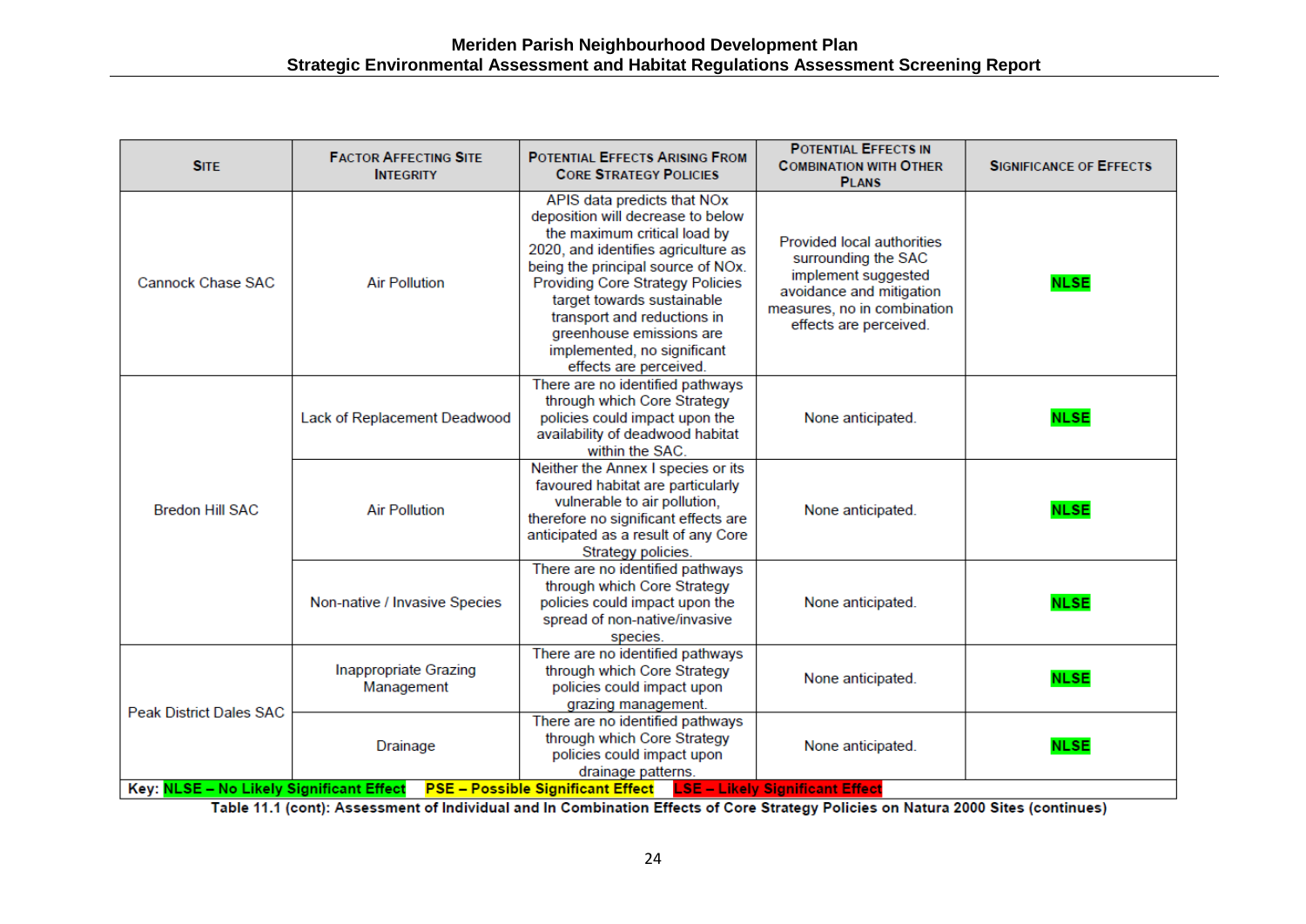| Site | Factor Affecting Site Integrity | Potential Effects Arising From Core Strategy Policies | Potential Effects in Combination with Other Plans | Significance of Effects |
|---|---|---|---|---|
| Cannock Chase SAC | Air Pollution | APIS data predicts that NOx deposition will decrease to below the maximum critical load by 2020, and identifies agriculture as being the principal source of NOx. Providing Core Strategy Policies target towards sustainable transport and reductions in greenhouse emissions are implemented, no significant effects are perceived. | Provided local authorities surrounding the SAC implement suggested avoidance and mitigation measures, no in combination effects are perceived. | NLSE |
| Bredon Hill SAC | Lack of Replacement Deadwood | There are no identified pathways through which Core Strategy policies could impact upon the availability of deadwood habitat within the SAC. | None anticipated. | NLSE |
| | Air Pollution | Neither the Annex I species or its favoured habitat are particularly vulnerable to air pollution, therefore no significant effects are anticipated as a result of any Core Strategy policies. | None anticipated. | NLSE |
| | Non-native / Invasive Species | There are no identified pathways through which Core Strategy policies could impact upon the spread of non-native/invasive species. | None anticipated. | NLSE |
| Peak District Dales SAC | Inappropriate Grazing Management | There are no identified pathways through which Core Strategy policies could impact upon grazing management. | None anticipated. | NLSE |
| | Drainage | There are no identified pathways through which Core Strategy policies could impact upon drainage patterns. | None anticipated. | NLSE |

**Key:** **NLSE – No Likely Significant Effect** **PSE – Possible Significant Effect** **LSE – Likely Significant Effect**

**Table 11.1 (cont): Assessment of Individual and In Combination Effects of Core Strategy Policies on Natura 2000 Sites (continues)**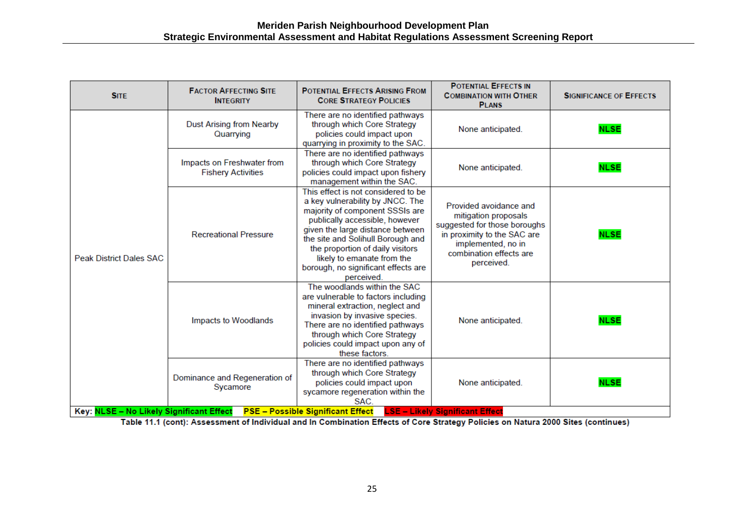| SITE | FACTOR AFFECTING SITE INTEGRITY | POTENTIAL EFFECTS ARISING FROM CORE STRATEGY POLICIES | POTENTIAL EFFECTS IN COMBINATION WITH OTHER PLANS | SIGNIFICANCE OF EFFECTS |
|---|---|---|---|---|
| Peak District Dales SAC | Dust Arising from Nearby Quarrying | There are no identified pathways through which Core Strategy policies could impact upon quarrying in proximity to the SAC. | None anticipated. | NLSE |
| | Impacts on Freshwater from Fishery Activities | There are no identified pathways through which Core Strategy policies could impact upon fishery management within the SAC. | None anticipated. | NLSE |
| | Recreational Pressure | This effect is not considered to be a key vulnerability by JNCC. The majority of component SSSIs are publically accessible, however given the large distance between the site and Solihull Borough and the proportion of daily visitors likely to emanate from the borough, no significant effects are perceived. | Provided avoidance and mitigation proposals suggested for those boroughs in proximity to the SAC are implemented, no in combination effects are perceived. | NLSE |
| | Impacts to Woodlands | The woodlands within the SAC are vulnerable to factors including mineral extraction, neglect and invasion by invasive species. There are no identified pathways through which Core Strategy policies could impact upon any of these factors. | None anticipated. | NLSE |
| | Dominance and Regeneration of Sycamore | There are no identified pathways through which Core Strategy policies could impact upon sycamore regeneration within the SAC. | None anticipated. | NLSE |

Key: NLSE – No Likely Significant Effect PSE – Possible Significant Effect LSE – Likely Significant Effect

**Table 11.1 (cont): Assessment of Individual and In Combination Effects of Core Strategy Policies on Natura 2000 Sites (continues)**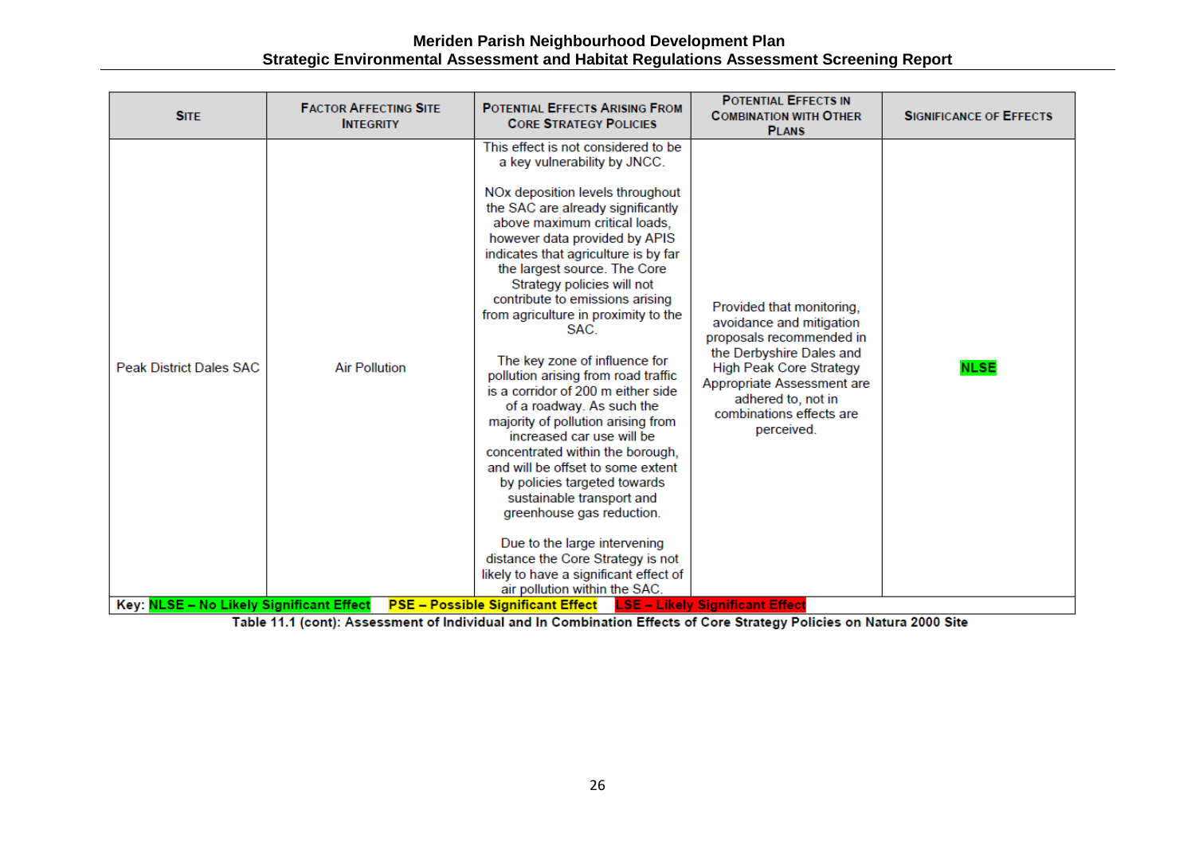| Site | Factor Affecting Site Integrity | Potential Effects Arising From Core Strategy Policies | Potential Effects in Combination with Other Plans | Significance of Effects |
|---|---|---|---|---|
| Peak District Dales SAC | Air Pollution | This effect is not considered to be a key vulnerability by JNCC.<br><br>NOx deposition levels throughout the SAC are already significantly above maximum critical loads, however data provided by APIS indicates that agriculture is by far the largest source. The Core Strategy policies will not contribute to emissions arising from agriculture in proximity to the SAC.<br><br>The key zone of influence for pollution arising from road traffic is a corridor of 200 m either side of a roadway. As such the majority of pollution arising from increased car use will be concentrated within the borough, and will be offset to some extent by policies targeted towards sustainable transport and greenhouse gas reduction.<br><br>Due to the large intervening distance the Core Strategy is not likely to have a significant effect of air pollution within the SAC. | Provided that monitoring, avoidance and mitigation proposals recommended in the Derbyshire Dales and High Peak Core Strategy Appropriate Assessment are adhered to, not in combinations effects are perceived. | **NLSE** |

**Key: NLSE – No Likely Significant Effect PSE – Possible Significant Effect LSE – Likely Significant Effect**

**Table 11.1 (cont): Assessment of Individual and In Combination Effects of Core Strategy Policies on Natura 2000 Site**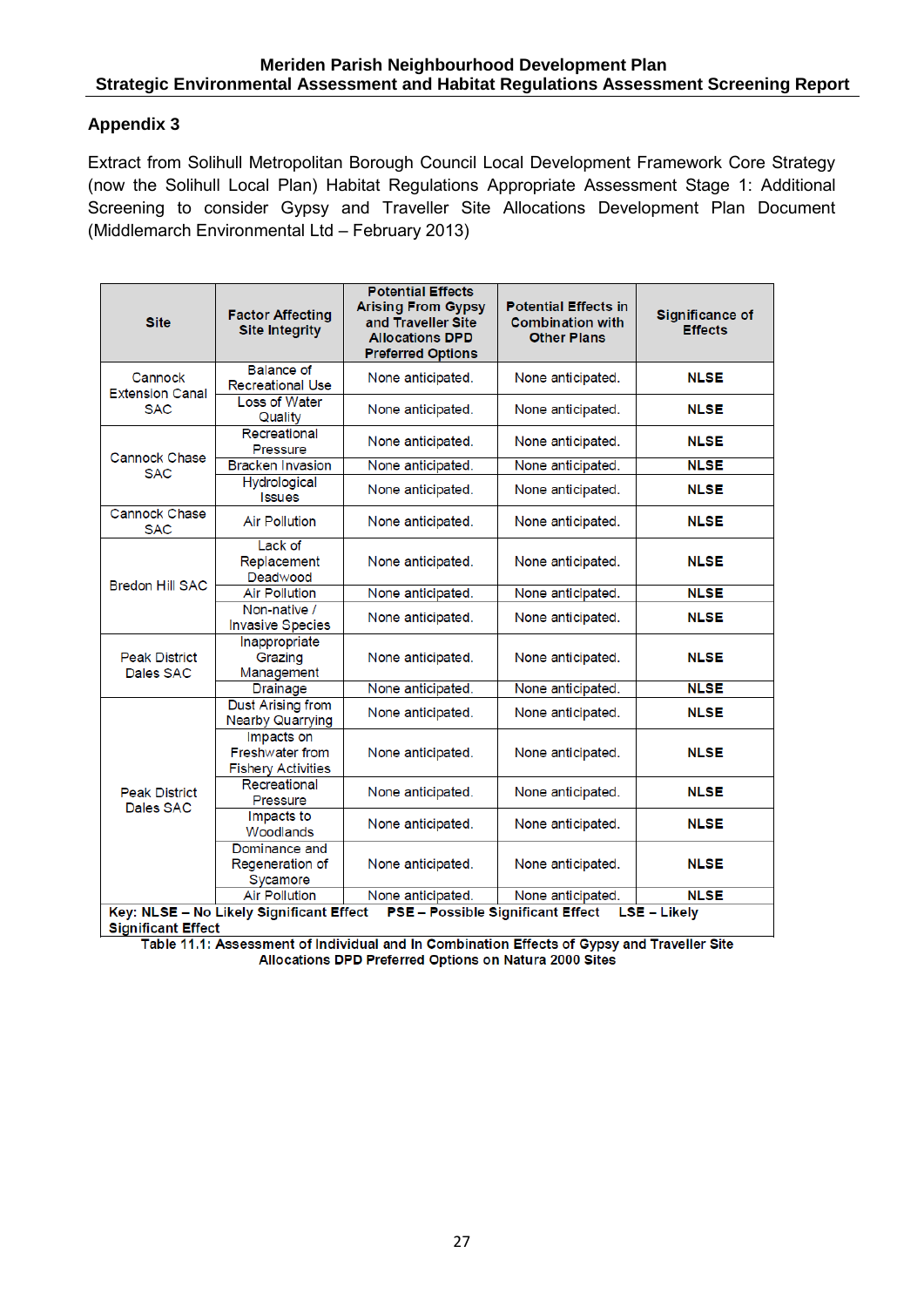## Appendix 3

Extract from Solihull Metropolitan Borough Council Local Development Framework Core Strategy (now the Solihull Local Plan) Habitat Regulations Appropriate Assessment Stage 1: Additional Screening to consider Gypsy and Traveller Site Allocations Development Plan Document (Middlemarch Environmental Ltd – February 2013)

| Site | Factor Affecting Site Integrity | Potential Effects Arising From Gypsy and Traveller Site Allocations DPD Preferred Options | Potential Effects in Combination with Other Plans | Significance of Effects |
|---|---|---|---|---|
| Cannock Extension Canal SAC | Balance of Recreational Use | None anticipated. | None anticipated. | **NLSE** |
| | Loss of Water Quality | None anticipated. | None anticipated. | **NLSE** |
| Cannock Chase SAC | Recreational Pressure | None anticipated. | None anticipated. | **NLSE** |
| | Bracken Invasion | None anticipated. | None anticipated. | **NLSE** |
| | Hydrological Issues | None anticipated. | None anticipated. | **NLSE** |
| Cannock Chase SAC | Air Pollution | None anticipated. | None anticipated. | **NLSE** |
| Bredon Hill SAC | Lack of Replacement Deadwood | None anticipated. | None anticipated. | **NLSE** |
| | Air Pollution | None anticipated. | None anticipated. | **NLSE** |
| | Non-native / Invasive Species | None anticipated. | None anticipated. | **NLSE** |
| Peak District Dales SAC | Inappropriate Grazing Management | None anticipated. | None anticipated. | **NLSE** |
| | Drainage | None anticipated. | None anticipated. | **NLSE** |
| Peak District Dales SAC | Dust Arising from Nearby Quarrying | None anticipated. | None anticipated. | **NLSE** |
| | Impacts on Freshwater from Fishery Activities | None anticipated. | None anticipated. | **NLSE** |
| | Recreational Pressure | None anticipated. | None anticipated. | **NLSE** |
| | Impacts to Woodlands | None anticipated. | None anticipated. | **NLSE** |
| | Dominance and Regeneration of Sycamore | None anticipated. | None anticipated. | **NLSE** |
| | Air Pollution | None anticipated. | None anticipated. | **NLSE** |

**Key: NLSE – No Likely Significant Effect PSE – Possible Significant Effect LSE – Likely Significant Effect**

**Table 11.1: Assessment of Individual and In Combination Effects of Gypsy and Traveller Site Allocations DPD Preferred Options on Natura 2000 Sites**